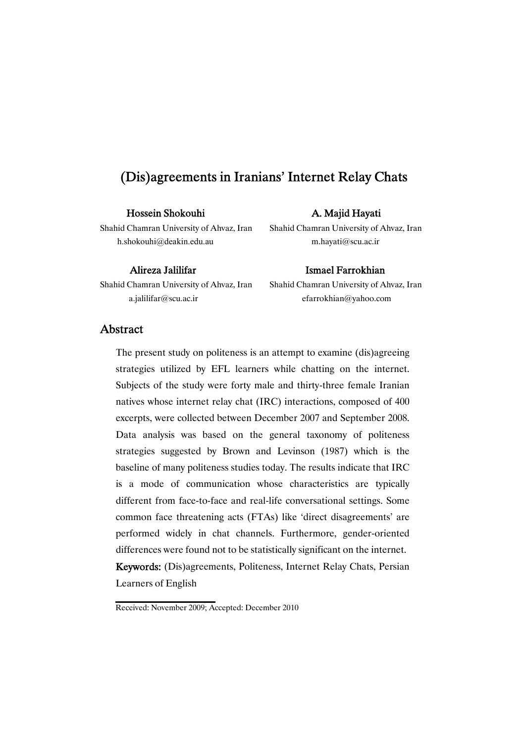# (Dis)agreements in Iranians' Internet Relay Chats

**Hossein Shokouhi**
Shahid Chamran University of Ahvaz, Iran
h.shokouhi@deakin.edu.au

**A. Majid Hayati**
Shahid Chamran University of Ahvaz, Iran
m.hayati@scu.ac.ir

**Alireza Jalilifar**
Shahid Chamran University of Ahvaz, Iran
a.jalilifar@scu.ac.ir

**Ismael Farrokhian**
Shahid Chamran University of Ahvaz, Iran
efarrokhian@yahoo.com

## Abstract

The present study on politeness is an attempt to examine (dis)agreeing strategies utilized by EFL learners while chatting on the internet. Subjects of the study were forty male and thirty-three female Iranian natives whose internet relay chat (IRC) interactions, composed of 400 excerpts, were collected between December 2007 and September 2008. Data analysis was based on the general taxonomy of politeness strategies suggested by Brown and Levinson (1987) which is the baseline of many politeness studies today. The results indicate that IRC is a mode of communication whose characteristics are typically different from face-to-face and real-life conversational settings. Some common face threatening acts (FTAs) like 'direct disagreements' are performed widely in chat channels. Furthermore, gender-oriented differences were found not to be statistically significant on the internet.

**Keywords:** (Dis)agreements, Politeness, Internet Relay Chats, Persian Learners of English

Received: November 2009; Accepted: December 2010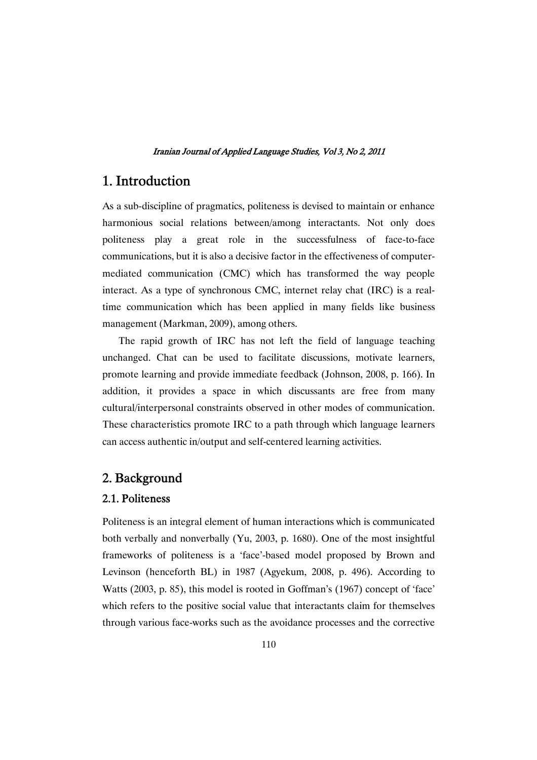# 1. Introduction

As a sub-discipline of pragmatics, politeness is devised to maintain or enhance harmonious social relations between/among interactants. Not only does politeness play a great role in the successfulness of face-to-face communications, but it is also a decisive factor in the effectiveness of computer-mediated communication (CMC) which has transformed the way people interact. As a type of synchronous CMC, internet relay chat (IRC) is a real-time communication which has been applied in many fields like business management (Markman, 2009), among others.

The rapid growth of IRC has not left the field of language teaching unchanged. Chat can be used to facilitate discussions, motivate learners, promote learning and provide immediate feedback (Johnson, 2008, p. 166). In addition, it provides a space in which discussants are free from many cultural/interpersonal constraints observed in other modes of communication. These characteristics promote IRC to a path through which language learners can access authentic in/output and self-centered learning activities.

# 2. Background

## 2.1. Politeness

Politeness is an integral element of human interactions which is communicated both verbally and nonverbally (Yu, 2003, p. 1680). One of the most insightful frameworks of politeness is a 'face'-based model proposed by Brown and Levinson (henceforth BL) in 1987 (Agyekum, 2008, p. 496). According to Watts (2003, p. 85), this model is rooted in Goffman's (1967) concept of 'face' which refers to the positive social value that interactants claim for themselves through various face-works such as the avoidance processes and the corrective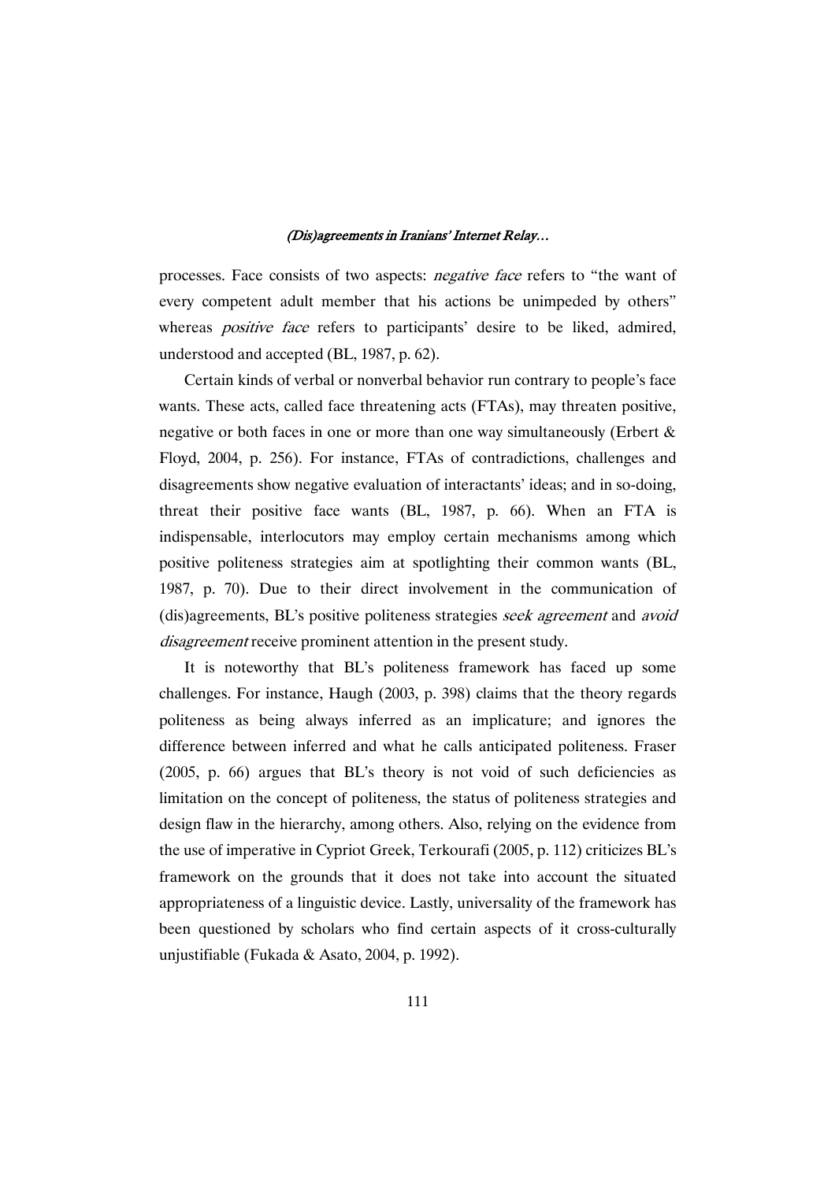processes. Face consists of two aspects: *negative face* refers to "the want of every competent adult member that his actions be unimpeded by others" whereas *positive face* refers to participants' desire to be liked, admired, understood and accepted (BL, 1987, p. 62).

Certain kinds of verbal or nonverbal behavior run contrary to people's face wants. These acts, called face threatening acts (FTAs), may threaten positive, negative or both faces in one or more than one way simultaneously (Erbert & Floyd, 2004, p. 256). For instance, FTAs of contradictions, challenges and disagreements show negative evaluation of interactants' ideas; and in so-doing, threat their positive face wants (BL, 1987, p. 66). When an FTA is indispensable, interlocutors may employ certain mechanisms among which positive politeness strategies aim at spotlighting their common wants (BL, 1987, p. 70). Due to their direct involvement in the communication of (dis)agreements, BL's positive politeness strategies *seek agreement* and *avoid disagreement* receive prominent attention in the present study.

It is noteworthy that BL's politeness framework has faced up some challenges. For instance, Haugh (2003, p. 398) claims that the theory regards politeness as being always inferred as an implicature; and ignores the difference between inferred and what he calls anticipated politeness. Fraser (2005, p. 66) argues that BL's theory is not void of such deficiencies as limitation on the concept of politeness, the status of politeness strategies and design flaw in the hierarchy, among others. Also, relying on the evidence from the use of imperative in Cypriot Greek, Terkourafi (2005, p. 112) criticizes BL's framework on the grounds that it does not take into account the situated appropriateness of a linguistic device. Lastly, universality of the framework has been questioned by scholars who find certain aspects of it cross-culturally unjustifiable (Fukada & Asato, 2004, p. 1992).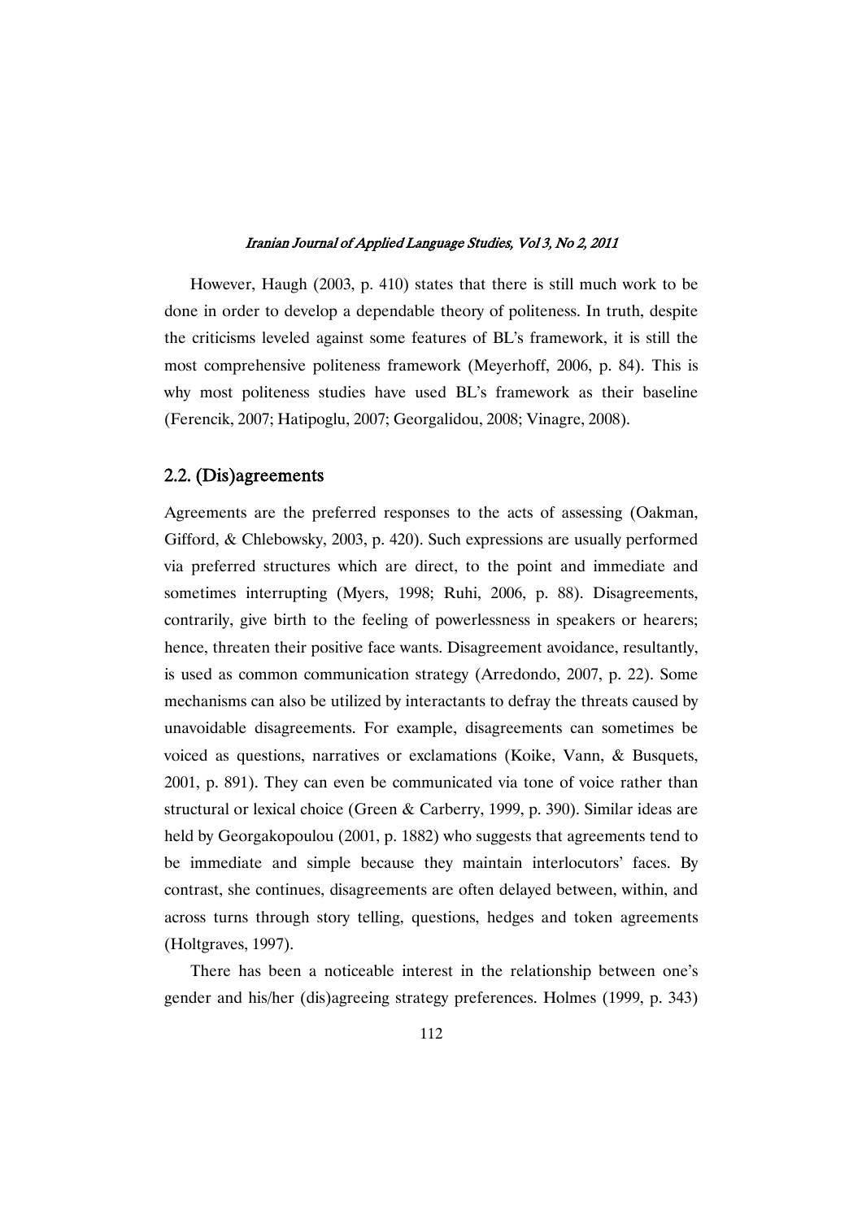However, Haugh (2003, p. 410) states that there is still much work to be done in order to develop a dependable theory of politeness. In truth, despite the criticisms leveled against some features of BL's framework, it is still the most comprehensive politeness framework (Meyerhoff, 2006, p. 84). This is why most politeness studies have used BL's framework as their baseline (Ferencik, 2007; Hatipoglu, 2007; Georgalidou, 2008; Vinagre, 2008).

## 2.2. (Dis)agreements

Agreements are the preferred responses to the acts of assessing (Oakman, Gifford, & Chlebowsky, 2003, p. 420). Such expressions are usually performed via preferred structures which are direct, to the point and immediate and sometimes interrupting (Myers, 1998; Ruhi, 2006, p. 88). Disagreements, contrarily, give birth to the feeling of powerlessness in speakers or hearers; hence, threaten their positive face wants. Disagreement avoidance, resultantly, is used as common communication strategy (Arredondo, 2007, p. 22). Some mechanisms can also be utilized by interactants to defray the threats caused by unavoidable disagreements. For example, disagreements can sometimes be voiced as questions, narratives or exclamations (Koike, Vann, & Busquets, 2001, p. 891). They can even be communicated via tone of voice rather than structural or lexical choice (Green & Carberry, 1999, p. 390). Similar ideas are held by Georgakopoulou (2001, p. 1882) who suggests that agreements tend to be immediate and simple because they maintain interlocutors' faces. By contrast, she continues, disagreements are often delayed between, within, and across turns through story telling, questions, hedges and token agreements (Holtgraves, 1997).

There has been a noticeable interest in the relationship between one's gender and his/her (dis)agreeing strategy preferences. Holmes (1999, p. 343)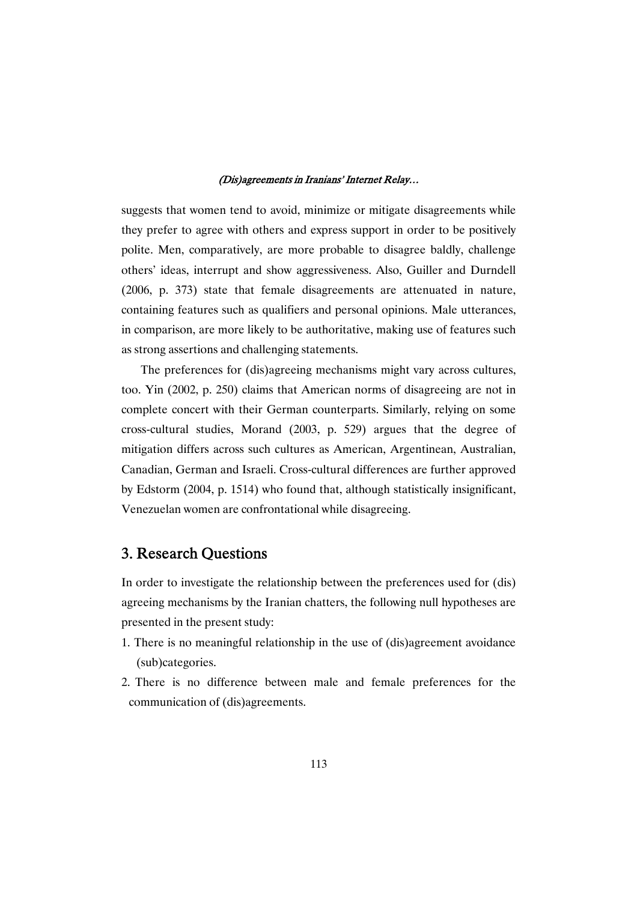suggests that women tend to avoid, minimize or mitigate disagreements while they prefer to agree with others and express support in order to be positively polite. Men, comparatively, are more probable to disagree baldly, challenge others' ideas, interrupt and show aggressiveness. Also, Guiller and Durndell (2006, p. 373) state that female disagreements are attenuated in nature, containing features such as qualifiers and personal opinions. Male utterances, in comparison, are more likely to be authoritative, making use of features such as strong assertions and challenging statements.

The preferences for (dis)agreeing mechanisms might vary across cultures, too. Yin (2002, p. 250) claims that American norms of disagreeing are not in complete concert with their German counterparts. Similarly, relying on some cross-cultural studies, Morand (2003, p. 529) argues that the degree of mitigation differs across such cultures as American, Argentinean, Australian, Canadian, German and Israeli. Cross-cultural differences are further approved by Edstorm (2004, p. 1514) who found that, although statistically insignificant, Venezuelan women are confrontational while disagreeing.

## 3. Research Questions

In order to investigate the relationship between the preferences used for (dis) agreeing mechanisms by the Iranian chatters, the following null hypotheses are presented in the present study:

1. There is no meaningful relationship in the use of (dis)agreement avoidance (sub)categories.
2. There is no difference between male and female preferences for the communication of (dis)agreements.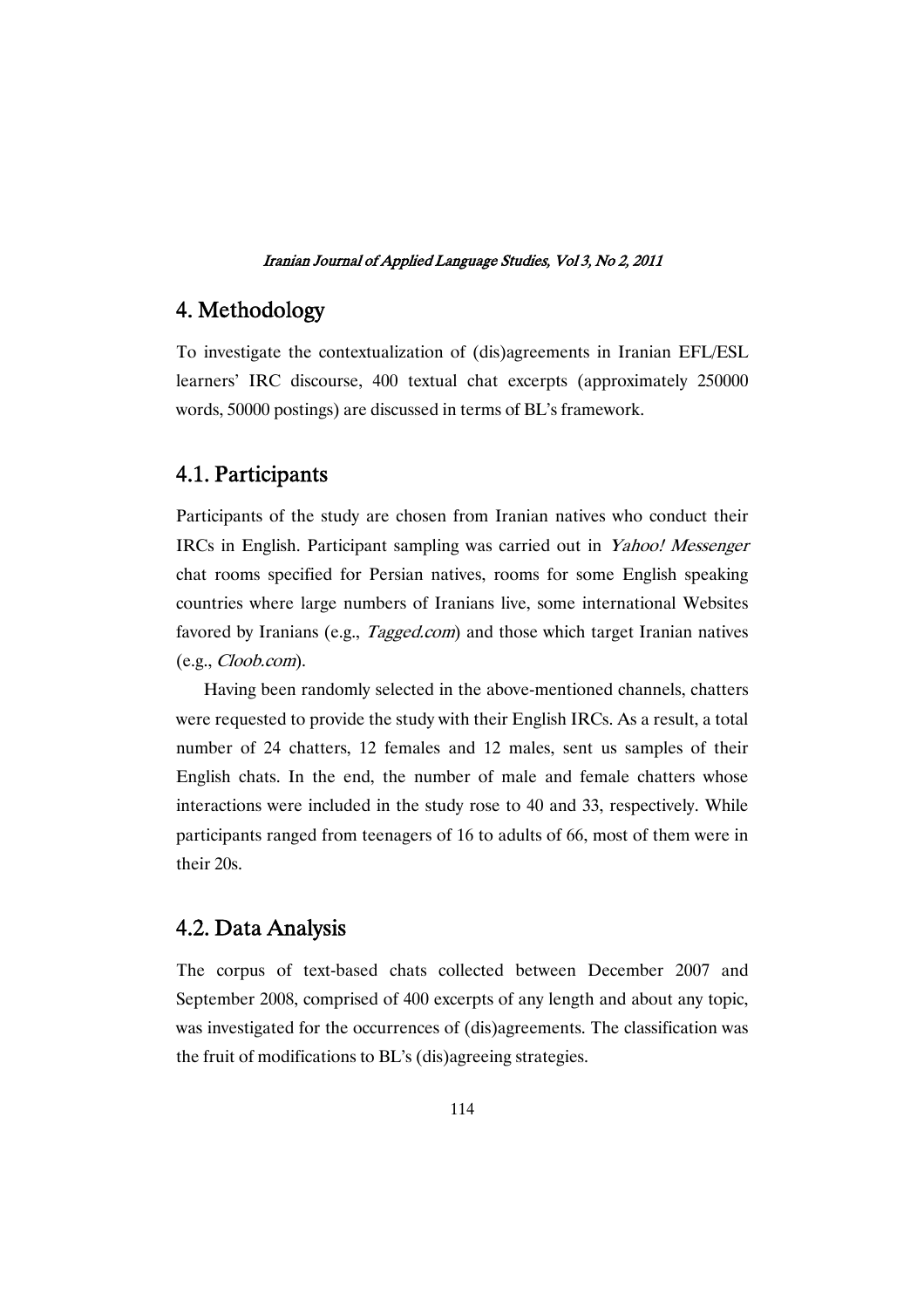## 4. Methodology

To investigate the contextualization of (dis)agreements in Iranian EFL/ESL learners' IRC discourse, 400 textual chat excerpts (approximately 250000 words, 50000 postings) are discussed in terms of BL's framework.

### 4.1. Participants

Participants of the study are chosen from Iranian natives who conduct their IRCs in English. Participant sampling was carried out in *Yahoo! Messenger* chat rooms specified for Persian natives, rooms for some English speaking countries where large numbers of Iranians live, some international Websites favored by Iranians (e.g., *Tagged.com*) and those which target Iranian natives (e.g., *Cloob.com*).

Having been randomly selected in the above-mentioned channels, chatters were requested to provide the study with their English IRCs. As a result, a total number of 24 chatters, 12 females and 12 males, sent us samples of their English chats. In the end, the number of male and female chatters whose interactions were included in the study rose to 40 and 33, respectively. While participants ranged from teenagers of 16 to adults of 66, most of them were in their 20s.

### 4.2. Data Analysis

The corpus of text-based chats collected between December 2007 and September 2008, comprised of 400 excerpts of any length and about any topic, was investigated for the occurrences of (dis)agreements. The classification was the fruit of modifications to BL's (dis)agreeing strategies.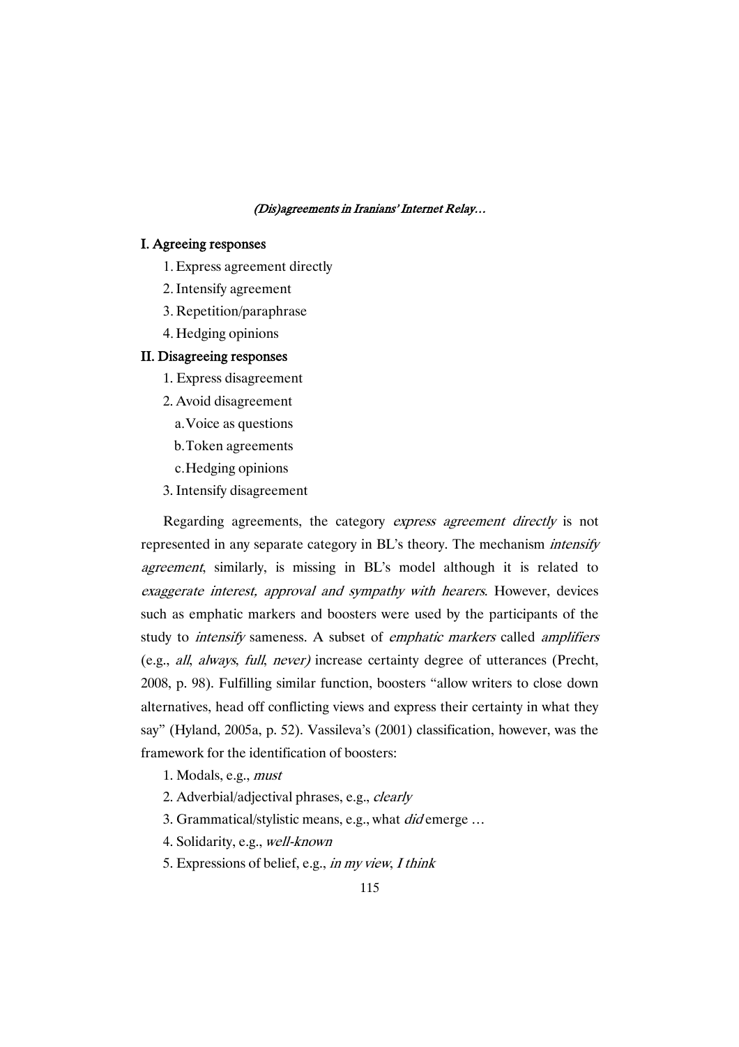**I. Agreeing responses**

1. Express agreement directly
2. Intensify agreement
3. Repetition/paraphrase
4. Hedging opinions

**II. Disagreeing responses**

1. Express disagreement
2. Avoid disagreement
   a. Voice as questions
   b. Token agreements
   c. Hedging opinions
3. Intensify disagreement

Regarding agreements, the category *express agreement directly* is not represented in any separate category in BL's theory. The mechanism *intensify agreement*, similarly, is missing in BL's model although it is related to *exaggerate interest, approval and sympathy with hearers*. However, devices such as emphatic markers and boosters were used by the participants of the study to *intensify* sameness. A subset of *emphatic markers* called *amplifiers* (e.g., *all*, *always*, *full*, *never)* increase certainty degree of utterances (Precht, 2008, p. 98). Fulfilling similar function, boosters "allow writers to close down alternatives, head off conflicting views and express their certainty in what they say" (Hyland, 2005a, p. 52). Vassileva's (2001) classification, however, was the framework for the identification of boosters:

1. Modals, e.g., *must*
2. Adverbial/adjectival phrases, e.g., *clearly*
3. Grammatical/stylistic means, e.g., what *did* emerge …
4. Solidarity, e.g., *well-known*
5. Expressions of belief, e.g., *in my view*, *I think*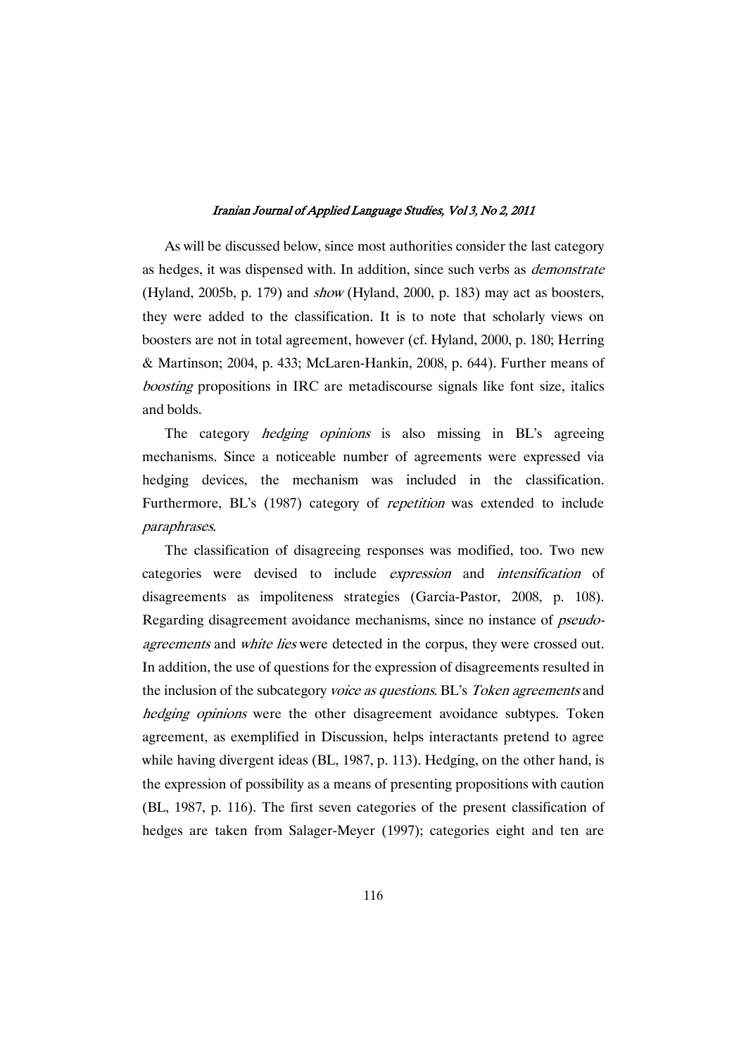As will be discussed below, since most authorities consider the last category as hedges, it was dispensed with. In addition, since such verbs as *demonstrate* (Hyland, 2005b, p. 179) and *show* (Hyland, 2000, p. 183) may act as boosters, they were added to the classification. It is to note that scholarly views on boosters are not in total agreement, however (cf. Hyland, 2000, p. 180; Herring & Martinson; 2004, p. 433; McLaren-Hankin, 2008, p. 644). Further means of *boosting* propositions in IRC are metadiscourse signals like font size, italics and bolds.

The category *hedging opinions* is also missing in BL's agreeing mechanisms. Since a noticeable number of agreements were expressed via hedging devices, the mechanism was included in the classification. Furthermore, BL's (1987) category of *repetition* was extended to include *paraphrases*.

The classification of disagreeing responses was modified, too. Two new categories were devised to include *expression* and *intensification* of disagreements as impoliteness strategies (Garcia-Pastor, 2008, p. 108). Regarding disagreement avoidance mechanisms, since no instance of *pseudo-agreements* and *white lies* were detected in the corpus, they were crossed out. In addition, the use of questions for the expression of disagreements resulted in the inclusion of the subcategory *voice as questions*. BL's *Token agreements* and *hedging opinions* were the other disagreement avoidance subtypes. Token agreement, as exemplified in Discussion, helps interactants pretend to agree while having divergent ideas (BL, 1987, p. 113). Hedging, on the other hand, is the expression of possibility as a means of presenting propositions with caution (BL, 1987, p. 116). The first seven categories of the present classification of hedges are taken from Salager-Meyer (1997); categories eight and ten are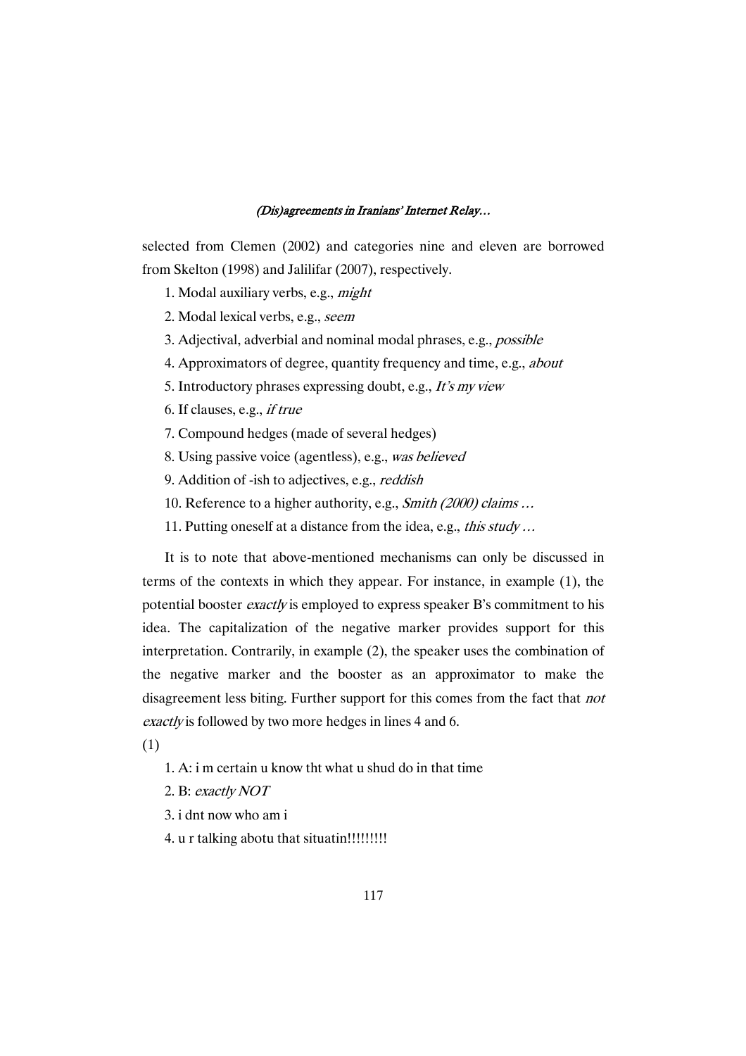selected from Clemen (2002) and categories nine and eleven are borrowed from Skelton (1998) and Jalilifar (2007), respectively.

1. Modal auxiliary verbs, e.g., *might*
2. Modal lexical verbs, e.g., *seem*
3. Adjectival, adverbial and nominal modal phrases, e.g., *possible*
4. Approximators of degree, quantity frequency and time, e.g., *about*
5. Introductory phrases expressing doubt, e.g., *It's my view*
6. If clauses, e.g., *if true*
7. Compound hedges (made of several hedges)
8. Using passive voice (agentless), e.g., *was believed*
9. Addition of -ish to adjectives, e.g., *reddish*
10. Reference to a higher authority, e.g., *Smith (2000) claims …*
11. Putting oneself at a distance from the idea, e.g., *this study …*

It is to note that above-mentioned mechanisms can only be discussed in terms of the contexts in which they appear. For instance, in example (1), the potential booster *exactly* is employed to express speaker B's commitment to his idea. The capitalization of the negative marker provides support for this interpretation. Contrarily, in example (2), the speaker uses the combination of the negative marker and the booster as an approximator to make the disagreement less biting. Further support for this comes from the fact that *not exactly* is followed by two more hedges in lines 4 and 6.

(1)

1. A: i m certain u know tht what u shud do in that time
2. B: *exactly NOT*
3. i dnt now who am i
4. u r talking abotu that situatin!!!!!!!!!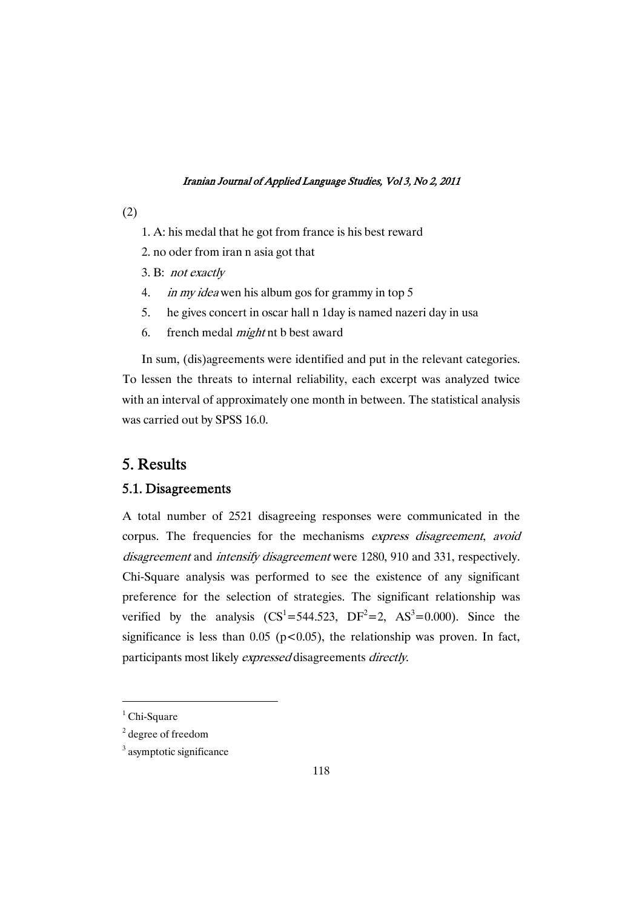(2)

1. A: his medal that he got from france is his best reward
2. no oder from iran n asia got that
3. B: *not exactly*
4. *in my idea* wen his album gos for grammy in top 5
5. he gives concert in oscar hall n 1day is named nazeri day in usa
6. french medal *might* nt b best award

In sum, (dis)agreements were identified and put in the relevant categories. To lessen the threats to internal reliability, each excerpt was analyzed twice with an interval of approximately one month in between. The statistical analysis was carried out by SPSS 16.0.

## 5. Results

### 5.1. Disagreements

A total number of 2521 disagreeing responses were communicated in the corpus. The frequencies for the mechanisms *express disagreement*, *avoid disagreement* and *intensify disagreement* were 1280, 910 and 331, respectively. Chi-Square analysis was performed to see the existence of any significant preference for the selection of strategies. The significant relationship was verified by the analysis (CS[1]=544.523, DF[2]=2, AS[3]=0.000). Since the significance is less than 0.05 ($p<0.05$), the relationship was proven. In fact, participants most likely *expressed* disagreements *directly*.

---

[1] Chi-Square

[2] degree of freedom

[3] asymptotic significance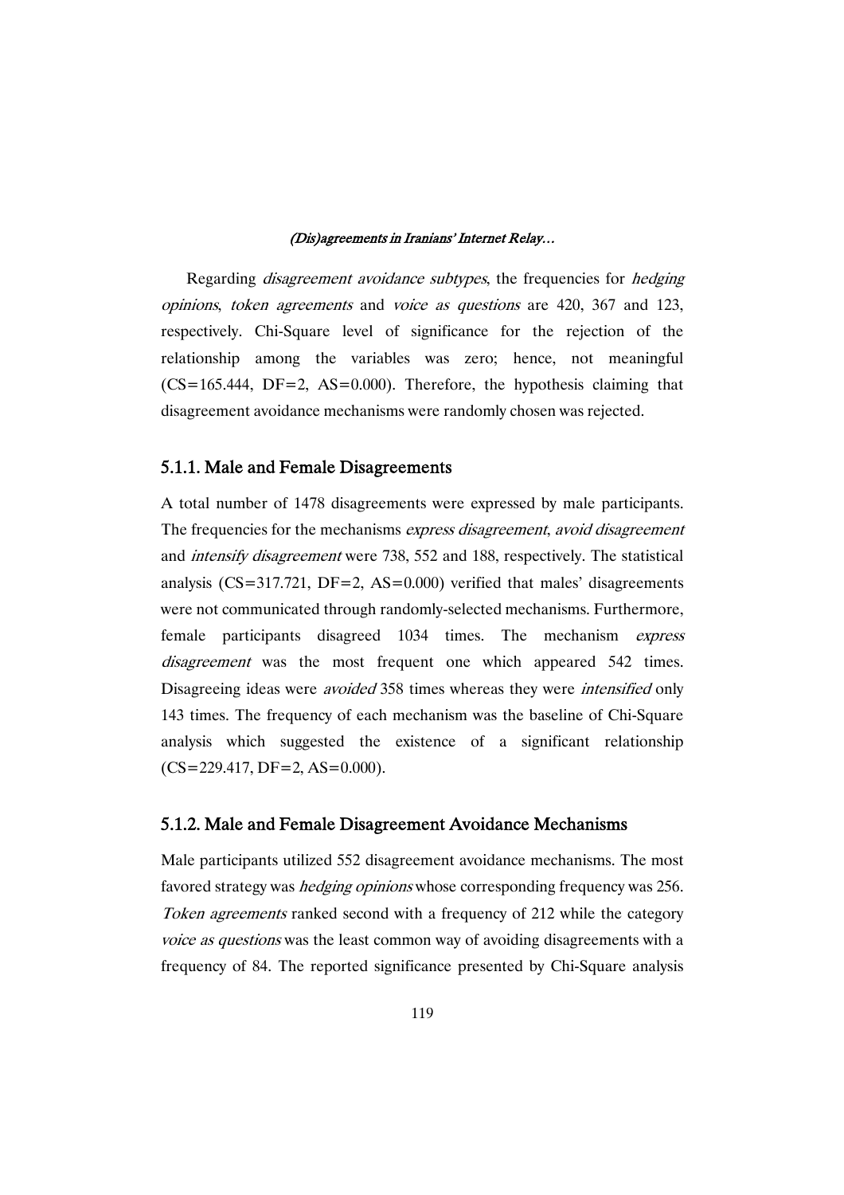Regarding *disagreement avoidance subtypes*, the frequencies for *hedging opinions*, *token agreements* and *voice as questions* are 420, 367 and 123, respectively. Chi-Square level of significance for the rejection of the relationship among the variables was zero; hence, not meaningful (CS=165.444, DF=2, AS=0.000). Therefore, the hypothesis claiming that disagreement avoidance mechanisms were randomly chosen was rejected.

### 5.1.1. Male and Female Disagreements

A total number of 1478 disagreements were expressed by male participants. The frequencies for the mechanisms *express disagreement*, *avoid disagreement* and *intensify disagreement* were 738, 552 and 188, respectively. The statistical analysis (CS=317.721, DF=2, AS=0.000) verified that males' disagreements were not communicated through randomly-selected mechanisms. Furthermore, female participants disagreed 1034 times. The mechanism *express disagreement* was the most frequent one which appeared 542 times. Disagreeing ideas were *avoided* 358 times whereas they were *intensified* only 143 times. The frequency of each mechanism was the baseline of Chi-Square analysis which suggested the existence of a significant relationship (CS=229.417, DF=2, AS=0.000).

### 5.1.2. Male and Female Disagreement Avoidance Mechanisms

Male participants utilized 552 disagreement avoidance mechanisms. The most favored strategy was *hedging opinions* whose corresponding frequency was 256. *Token agreements* ranked second with a frequency of 212 while the category *voice as questions* was the least common way of avoiding disagreements with a frequency of 84. The reported significance presented by Chi-Square analysis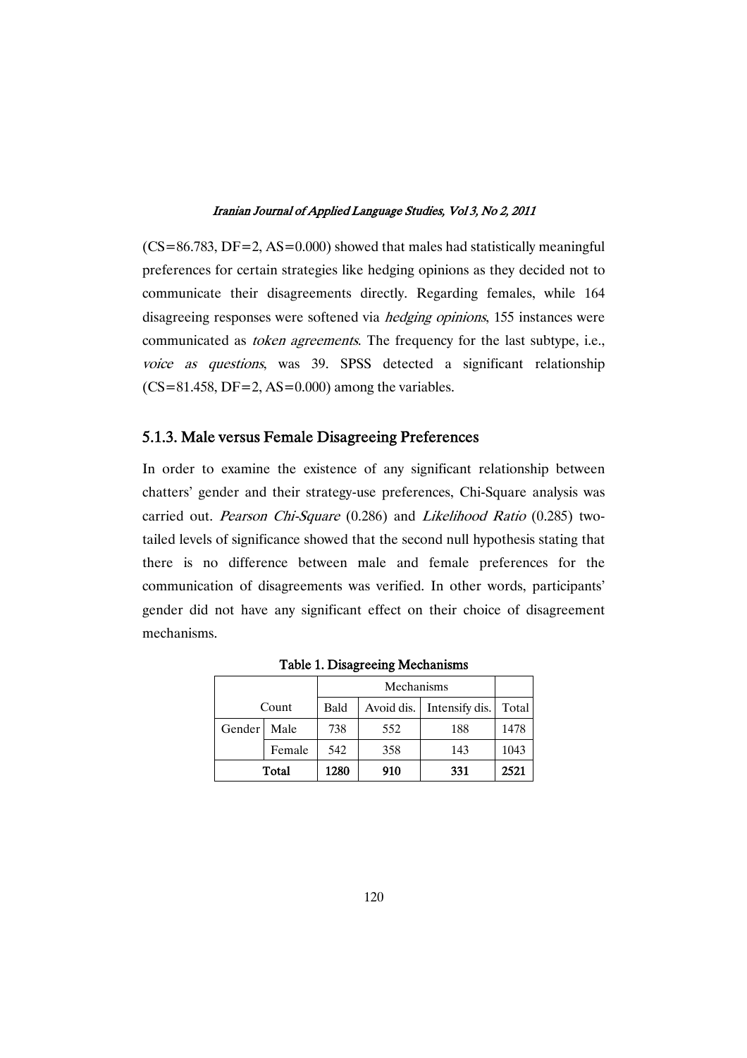(CS=86.783, DF=2, AS=0.000) showed that males had statistically meaningful preferences for certain strategies like hedging opinions as they decided not to communicate their disagreements directly. Regarding females, while 164 disagreeing responses were softened via *hedging opinions*, 155 instances were communicated as *token agreements*. The frequency for the last subtype, i.e., *voice as questions*, was 39. SPSS detected a significant relationship (CS=81.458, DF=2, AS=0.000) among the variables.

### 5.1.3. Male versus Female Disagreeing Preferences

In order to examine the existence of any significant relationship between chatters' gender and their strategy-use preferences, Chi-Square analysis was carried out. *Pearson Chi-Square* (0.286) and *Likelihood Ratio* (0.285) two-tailed levels of significance showed that the second null hypothesis stating that there is no difference between male and female preferences for the communication of disagreements was verified. In other words, participants' gender did not have any significant effect on their choice of disagreement mechanisms.

**Table 1. Disagreeing Mechanisms**

| | | Mechanisms | | | |
|---|---|---|---|---|---|
| Count | | Bald | Avoid dis. | Intensify dis. | Total |
| Gender | Male | 738 | 552 | 188 | 1478 |
| | Female | 542 | 358 | 143 | 1043 |
| **Total** | | **1280** | **910** | **331** | **2521** |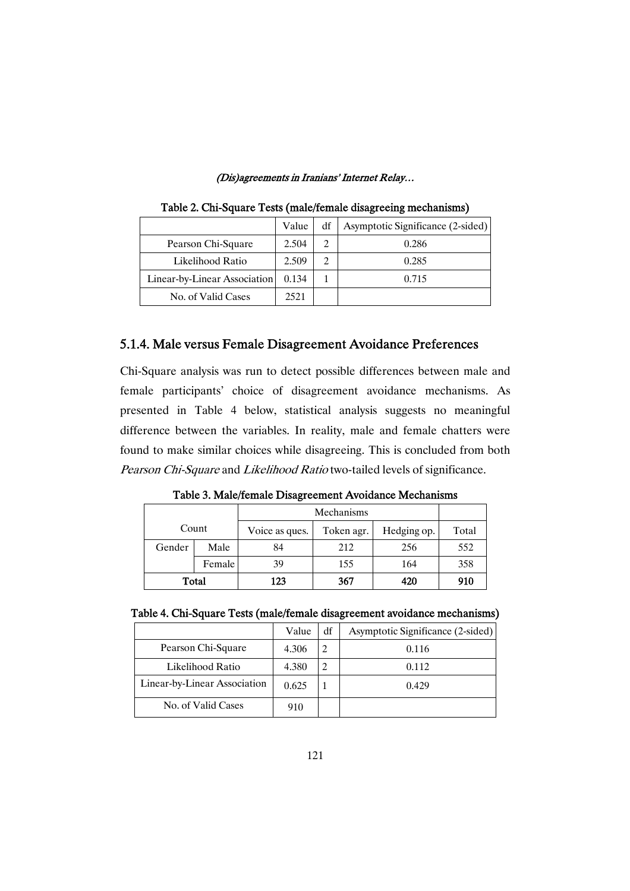**Table 2. Chi-Square Tests (male/female disagreeing mechanisms)**

| | Value | df | Asymptotic Significance (2-sided) |
|---|---|---|---|
| Pearson Chi-Square | 2.504 | 2 | 0.286 |
| Likelihood Ratio | 2.509 | 2 | 0.285 |
| Linear-by-Linear Association | 0.134 | 1 | 0.715 |
| No. of Valid Cases | 2521 | | |

### 5.1.4. Male versus Female Disagreement Avoidance Preferences

Chi-Square analysis was run to detect possible differences between male and female participants' choice of disagreement avoidance mechanisms. As presented in Table 4 below, statistical analysis suggests no meaningful difference between the variables. In reality, male and female chatters were found to make similar choices while disagreeing. This is concluded from both *Pearson Chi-Square* and *Likelihood Ratio* two-tailed levels of significance.

**Table 3. Male/female Disagreement Avoidance Mechanisms**

| Count | | Mechanisms | | | |
|---|---|---|---|---|---|
| | | Voice as ques. | Token agr. | Hedging op. | Total |
| Gender | Male | 84 | 212 | 256 | 552 |
| | Female | 39 | 155 | 164 | 358 |
| **Total** | | **123** | **367** | **420** | **910** |

**Table 4. Chi-Square Tests (male/female disagreement avoidance mechanisms)**

| | Value | df | Asymptotic Significance (2-sided) |
|---|---|---|---|
| Pearson Chi-Square | 4.306 | 2 | 0.116 |
| Likelihood Ratio | 4.380 | 2 | 0.112 |
| Linear-by-Linear Association | 0.625 | 1 | 0.429 |
| No. of Valid Cases | 910 | | |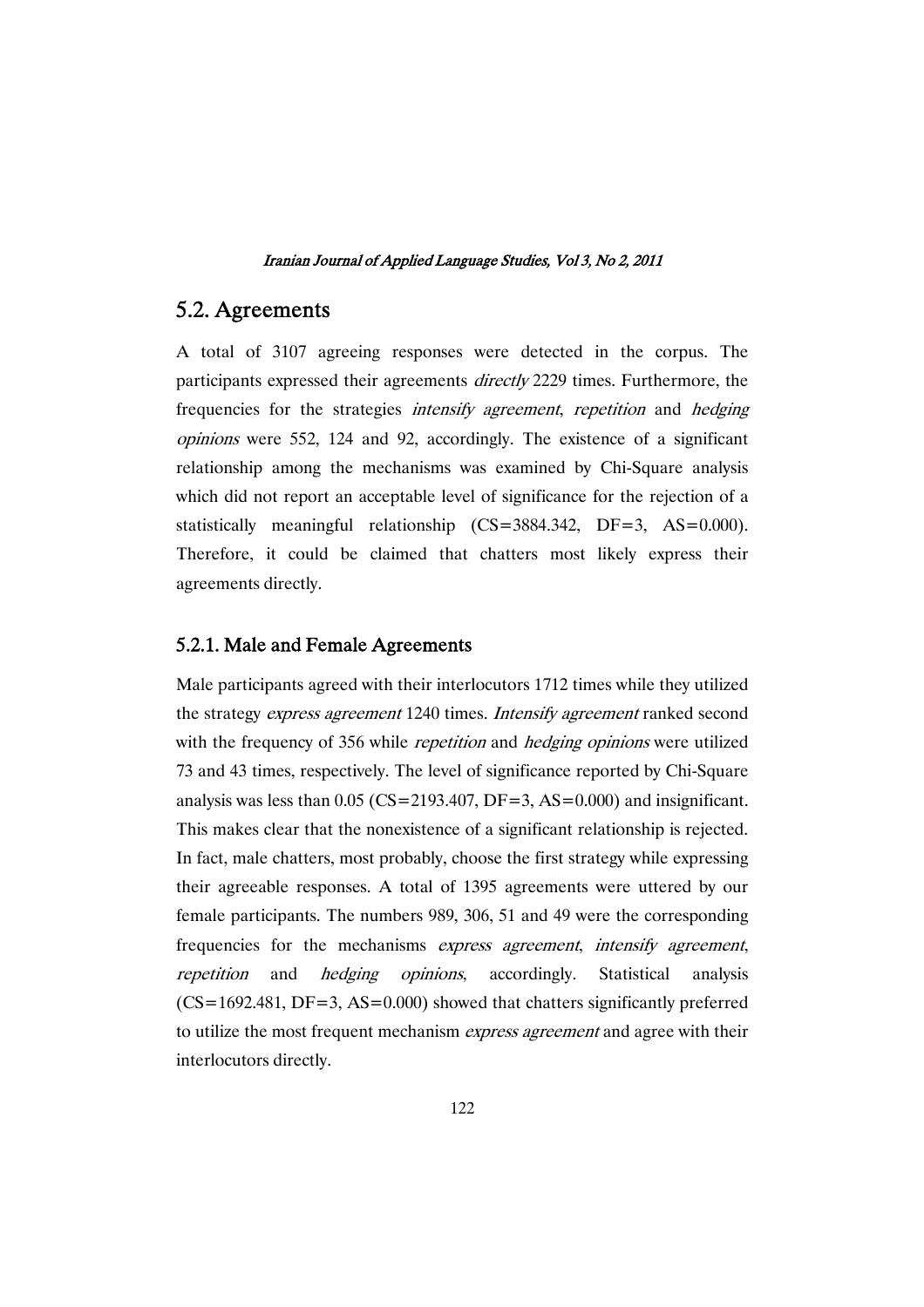## 5.2. Agreements

A total of 3107 agreeing responses were detected in the corpus. The participants expressed their agreements *directly* 2229 times. Furthermore, the frequencies for the strategies *intensify agreement*, *repetition* and *hedging opinions* were 552, 124 and 92, accordingly. The existence of a significant relationship among the mechanisms was examined by Chi-Square analysis which did not report an acceptable level of significance for the rejection of a statistically meaningful relationship (CS=3884.342, DF=3, AS=0.000). Therefore, it could be claimed that chatters most likely express their agreements directly.

### 5.2.1. Male and Female Agreements

Male participants agreed with their interlocutors 1712 times while they utilized the strategy *express agreement* 1240 times. *Intensify agreement* ranked second with the frequency of 356 while *repetition* and *hedging opinions* were utilized 73 and 43 times, respectively. The level of significance reported by Chi-Square analysis was less than 0.05 (CS=2193.407, DF=3, AS=0.000) and insignificant. This makes clear that the nonexistence of a significant relationship is rejected. In fact, male chatters, most probably, choose the first strategy while expressing their agreeable responses. A total of 1395 agreements were uttered by our female participants. The numbers 989, 306, 51 and 49 were the corresponding frequencies for the mechanisms *express agreement*, *intensify agreement*, *repetition* and *hedging opinions*, accordingly. Statistical analysis (CS=1692.481, DF=3, AS=0.000) showed that chatters significantly preferred to utilize the most frequent mechanism *express agreement* and agree with their interlocutors directly.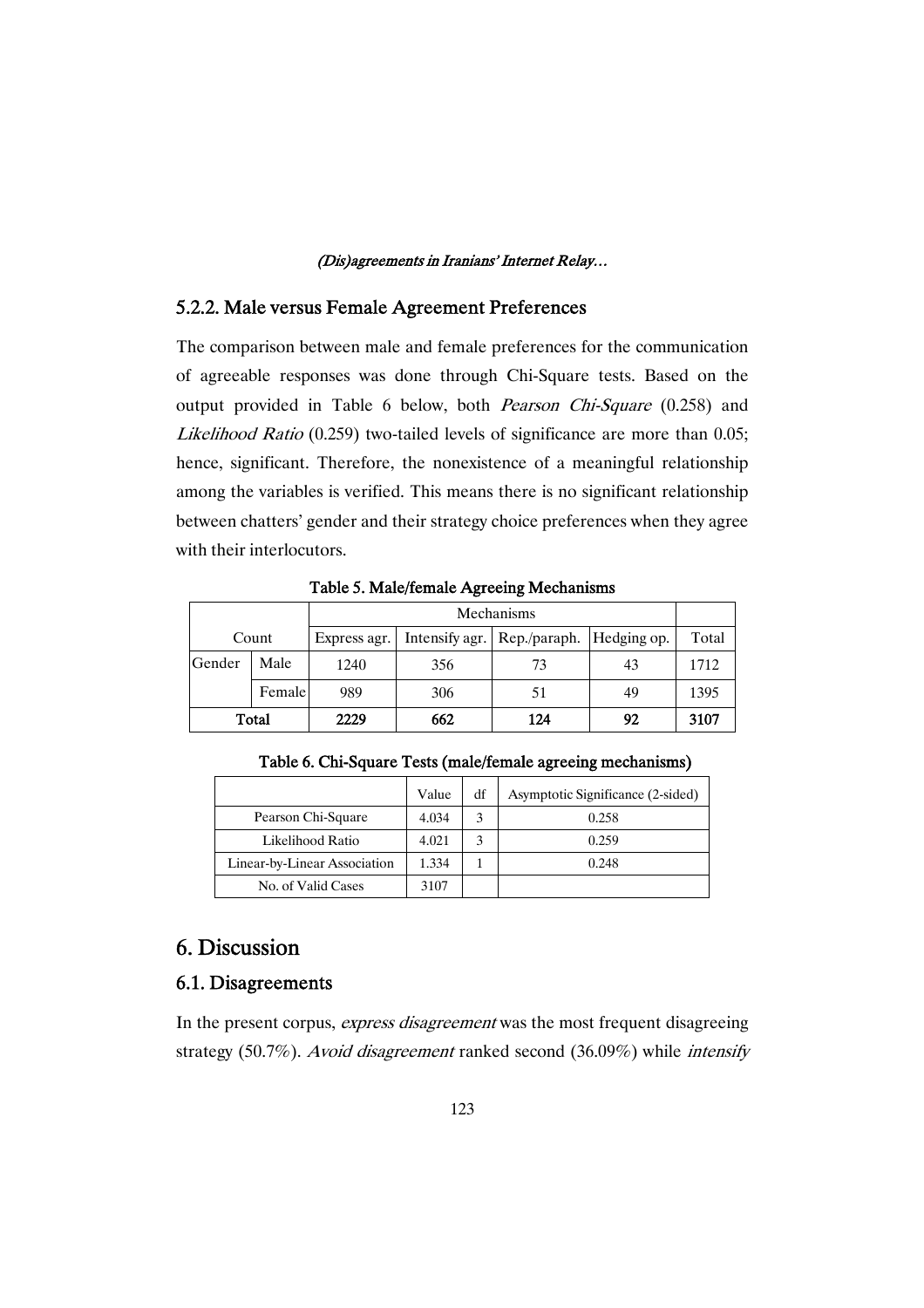### 5.2.2. Male versus Female Agreement Preferences

The comparison between male and female preferences for the communication of agreeable responses was done through Chi-Square tests. Based on the output provided in Table 6 below, both *Pearson Chi-Square* (0.258) and *Likelihood Ratio* (0.259) two-tailed levels of significance are more than 0.05; hence, significant. Therefore, the nonexistence of a meaningful relationship among the variables is verified. This means there is no significant relationship between chatters' gender and their strategy choice preferences when they agree with their interlocutors.

**Table 5. Male/female Agreeing Mechanisms**

| Count | | Mechanisms | | | | Total |
|---|---|---|---|---|---|---|
| | | Express agr. | Intensify agr. | Rep./paraph. | Hedging op. | |
| Gender | Male | 1240 | 356 | 73 | 43 | 1712 |
| | Female | 989 | 306 | 51 | 49 | 1395 |
| **Total** | | **2229** | **662** | **124** | **92** | **3107** |

**Table 6. Chi-Square Tests (male/female agreeing mechanisms)**

| | Value | df | Asymptotic Significance (2-sided) |
|---|---|---|---|
| Pearson Chi-Square | 4.034 | 3 | 0.258 |
| Likelihood Ratio | 4.021 | 3 | 0.259 |
| Linear-by-Linear Association | 1.334 | 1 | 0.248 |
| No. of Valid Cases | 3107 | | |

# 6. Discussion

## 6.1. Disagreements

In the present corpus, *express disagreement* was the most frequent disagreeing strategy (50.7%). *Avoid disagreement* ranked second (36.09%) while *intensify*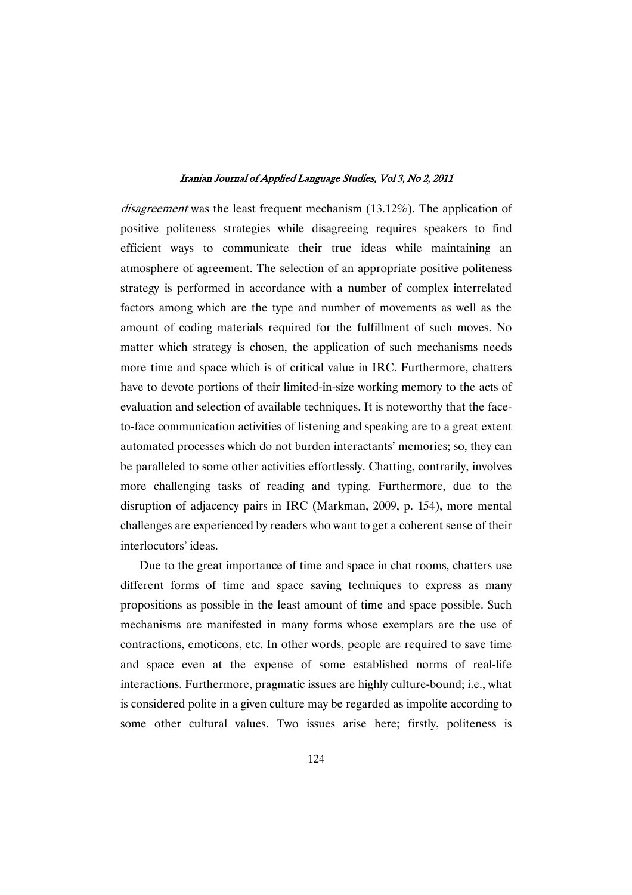*disagreement* was the least frequent mechanism (13.12%). The application of positive politeness strategies while disagreeing requires speakers to find efficient ways to communicate their true ideas while maintaining an atmosphere of agreement. The selection of an appropriate positive politeness strategy is performed in accordance with a number of complex interrelated factors among which are the type and number of movements as well as the amount of coding materials required for the fulfillment of such moves. No matter which strategy is chosen, the application of such mechanisms needs more time and space which is of critical value in IRC. Furthermore, chatters have to devote portions of their limited-in-size working memory to the acts of evaluation and selection of available techniques. It is noteworthy that the face-to-face communication activities of listening and speaking are to a great extent automated processes which do not burden interactants' memories; so, they can be paralleled to some other activities effortlessly. Chatting, contrarily, involves more challenging tasks of reading and typing. Furthermore, due to the disruption of adjacency pairs in IRC (Markman, 2009, p. 154), more mental challenges are experienced by readers who want to get a coherent sense of their interlocutors' ideas.

Due to the great importance of time and space in chat rooms, chatters use different forms of time and space saving techniques to express as many propositions as possible in the least amount of time and space possible. Such mechanisms are manifested in many forms whose exemplars are the use of contractions, emoticons, etc. In other words, people are required to save time and space even at the expense of some established norms of real-life interactions. Furthermore, pragmatic issues are highly culture-bound; i.e., what is considered polite in a given culture may be regarded as impolite according to some other cultural values. Two issues arise here; firstly, politeness is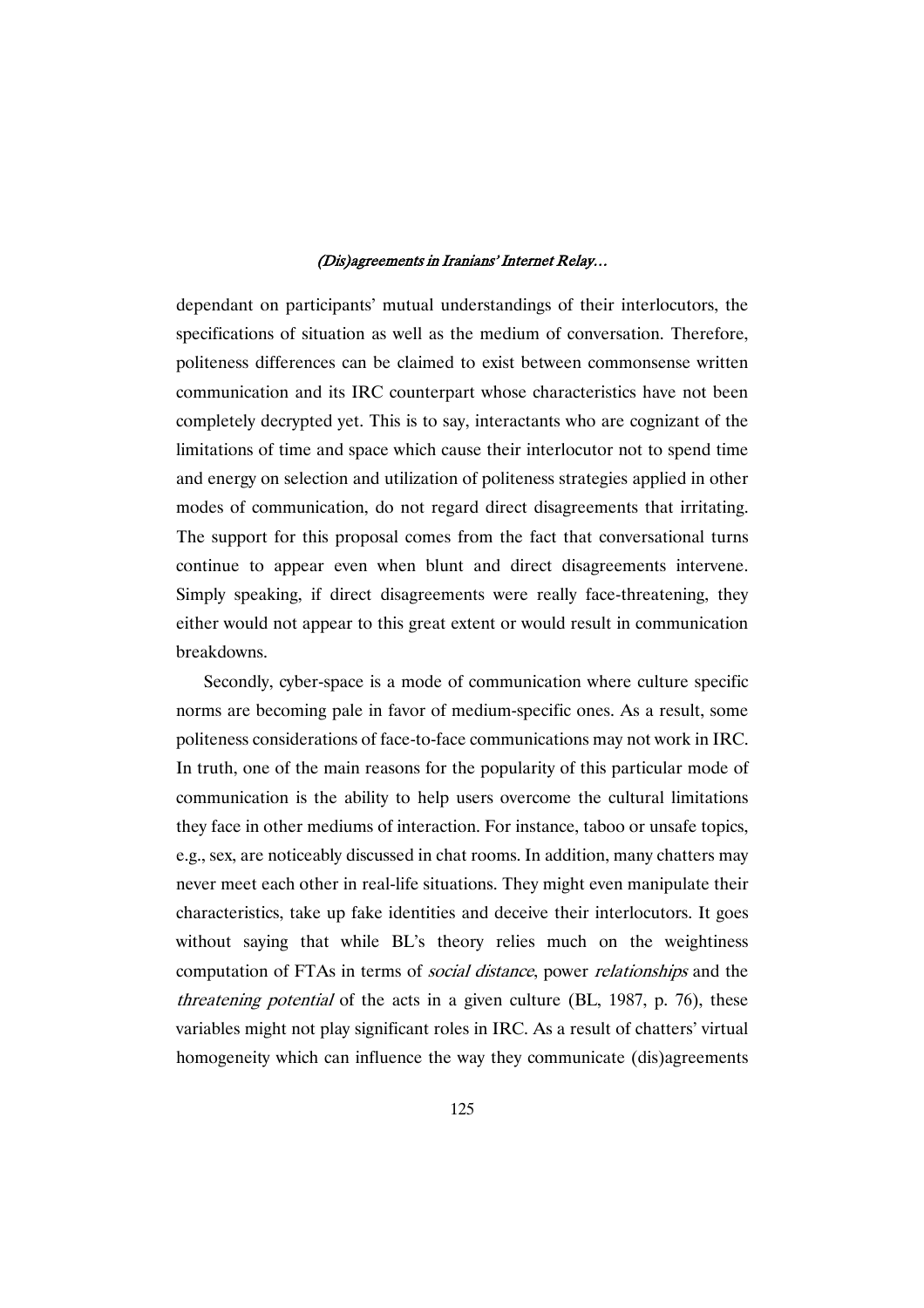dependant on participants' mutual understandings of their interlocutors, the specifications of situation as well as the medium of conversation. Therefore, politeness differences can be claimed to exist between commonsense written communication and its IRC counterpart whose characteristics have not been completely decrypted yet. This is to say, interactants who are cognizant of the limitations of time and space which cause their interlocutor not to spend time and energy on selection and utilization of politeness strategies applied in other modes of communication, do not regard direct disagreements that irritating. The support for this proposal comes from the fact that conversational turns continue to appear even when blunt and direct disagreements intervene. Simply speaking, if direct disagreements were really face-threatening, they either would not appear to this great extent or would result in communication breakdowns.

Secondly, cyber-space is a mode of communication where culture specific norms are becoming pale in favor of medium-specific ones. As a result, some politeness considerations of face-to-face communications may not work in IRC. In truth, one of the main reasons for the popularity of this particular mode of communication is the ability to help users overcome the cultural limitations they face in other mediums of interaction. For instance, taboo or unsafe topics, e.g., sex, are noticeably discussed in chat rooms. In addition, many chatters may never meet each other in real-life situations. They might even manipulate their characteristics, take up fake identities and deceive their interlocutors. It goes without saying that while BL's theory relies much on the weightiness computation of FTAs in terms of *social distance*, power *relationships* and the *threatening potential* of the acts in a given culture (BL, 1987, p. 76), these variables might not play significant roles in IRC. As a result of chatters' virtual homogeneity which can influence the way they communicate (dis)agreements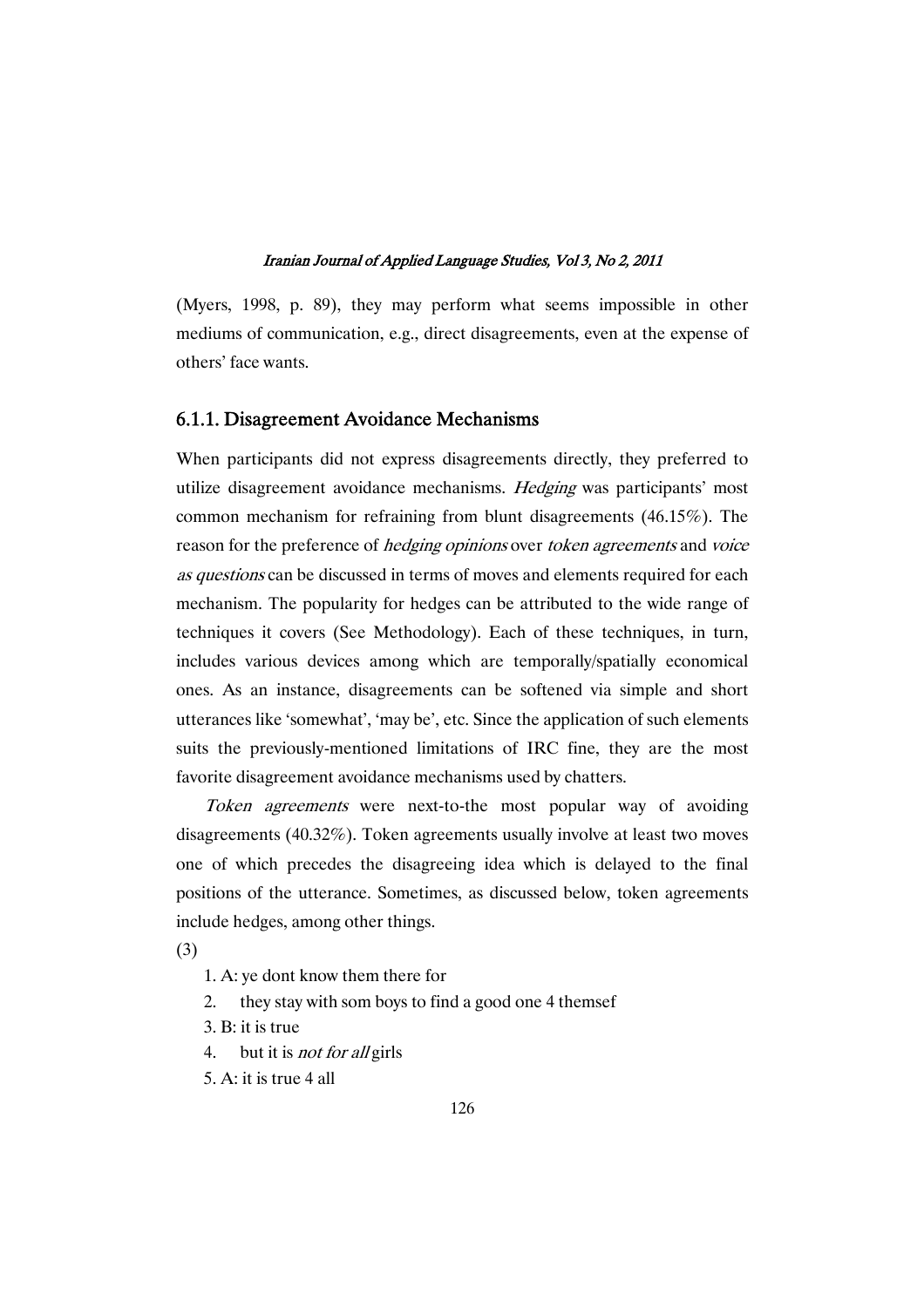(Myers, 1998, p. 89), they may perform what seems impossible in other mediums of communication, e.g., direct disagreements, even at the expense of others' face wants.

### 6.1.1. Disagreement Avoidance Mechanisms

When participants did not express disagreements directly, they preferred to utilize disagreement avoidance mechanisms. *Hedging* was participants' most common mechanism for refraining from blunt disagreements (46.15%). The reason for the preference of *hedging opinions* over *token agreements* and *voice as questions* can be discussed in terms of moves and elements required for each mechanism. The popularity for hedges can be attributed to the wide range of techniques it covers (See Methodology). Each of these techniques, in turn, includes various devices among which are temporally/spatially economical ones. As an instance, disagreements can be softened via simple and short utterances like 'somewhat', 'may be', etc. Since the application of such elements suits the previously-mentioned limitations of IRC fine, they are the most favorite disagreement avoidance mechanisms used by chatters.

*Token agreements* were next-to-the most popular way of avoiding disagreements (40.32%). Token agreements usually involve at least two moves one of which precedes the disagreeing idea which is delayed to the final positions of the utterance. Sometimes, as discussed below, token agreements include hedges, among other things.

(3)

1. A: ye dont know them there for
2. they stay with som boys to find a good one 4 themsef
3. B: it is true
4. but it is *not for all* girls
5. A: it is true 4 all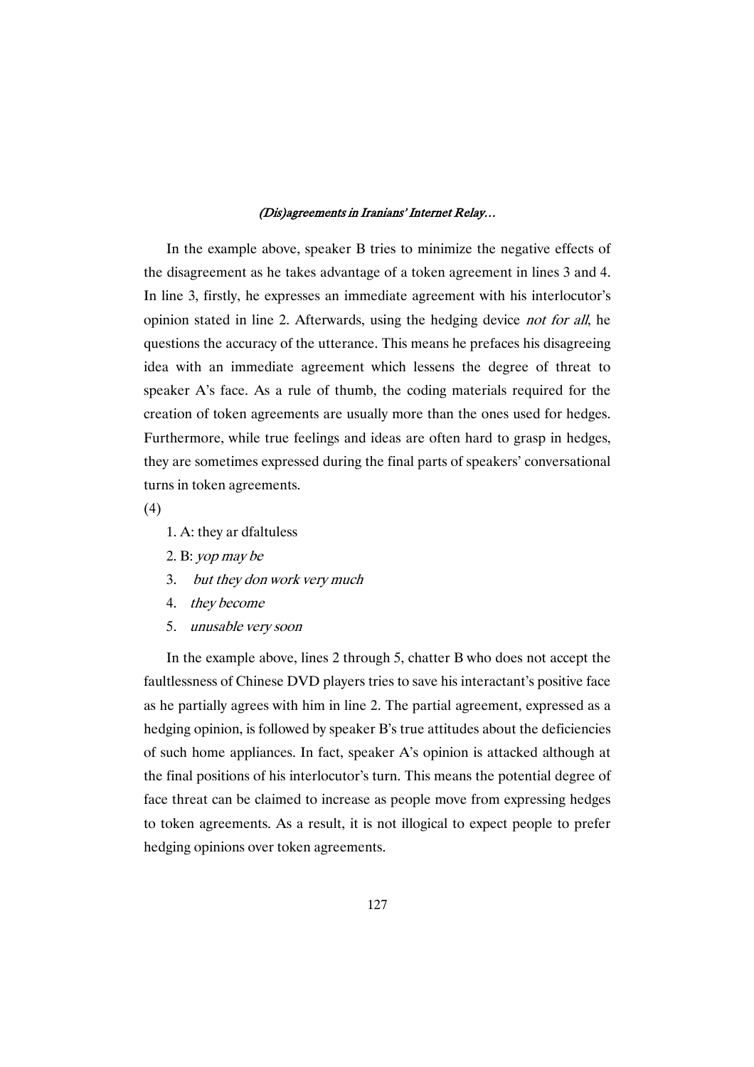In the example above, speaker B tries to minimize the negative effects of the disagreement as he takes advantage of a token agreement in lines 3 and 4. In line 3, firstly, he expresses an immediate agreement with his interlocutor's opinion stated in line 2. Afterwards, using the hedging device *not for all*, he questions the accuracy of the utterance. This means he prefaces his disagreeing idea with an immediate agreement which lessens the degree of threat to speaker A's face. As a rule of thumb, the coding materials required for the creation of token agreements are usually more than the ones used for hedges. Furthermore, while true feelings and ideas are often hard to grasp in hedges, they are sometimes expressed during the final parts of speakers' conversational turns in token agreements.

(4)

1. A: they ar dfaltuless
2. B: *yop may be*
3. *but they don work very much*
4. *they become*
5. *unusable very soon*

In the example above, lines 2 through 5, chatter B who does not accept the faultlessness of Chinese DVD players tries to save his interactant's positive face as he partially agrees with him in line 2. The partial agreement, expressed as a hedging opinion, is followed by speaker B's true attitudes about the deficiencies of such home appliances. In fact, speaker A's opinion is attacked although at the final positions of his interlocutor's turn. This means the potential degree of face threat can be claimed to increase as people move from expressing hedges to token agreements. As a result, it is not illogical to expect people to prefer hedging opinions over token agreements.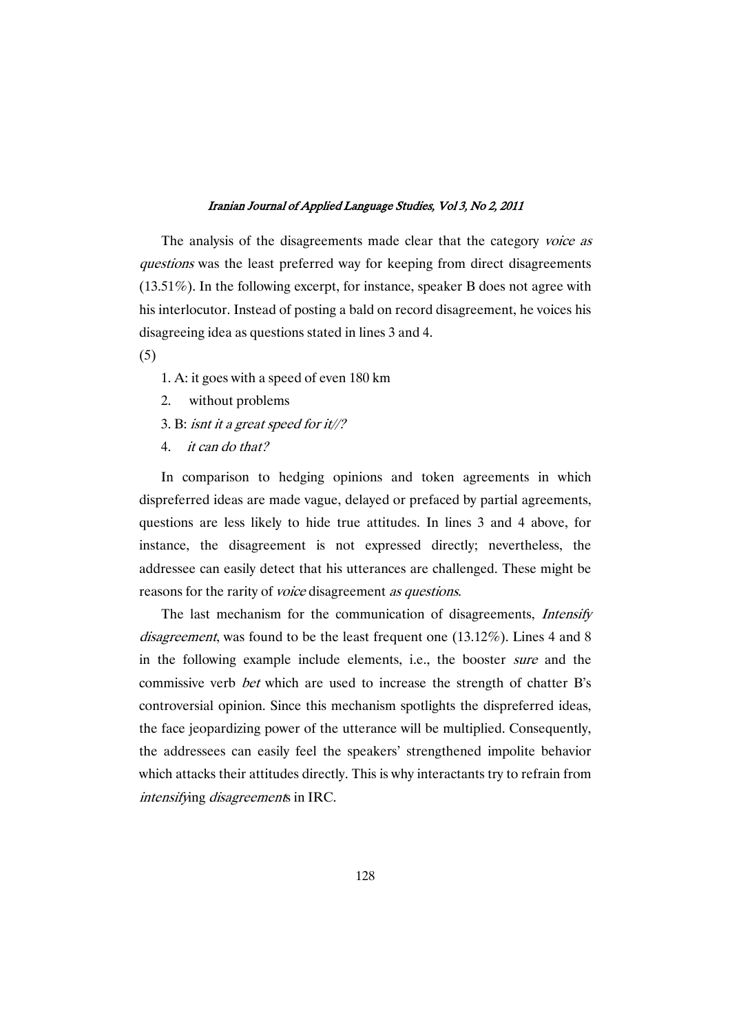The analysis of the disagreements made clear that the category *voice as questions* was the least preferred way for keeping from direct disagreements (13.51%). In the following excerpt, for instance, speaker B does not agree with his interlocutor. Instead of posting a bald on record disagreement, he voices his disagreeing idea as questions stated in lines 3 and 4.

(5)

1. A: it goes with a speed of even 180 km
2. without problems
3. B: *isnt it a great speed for it//?*
4. *it can do that?*

In comparison to hedging opinions and token agreements in which dispreferred ideas are made vague, delayed or prefaced by partial agreements, questions are less likely to hide true attitudes. In lines 3 and 4 above, for instance, the disagreement is not expressed directly; nevertheless, the addressee can easily detect that his utterances are challenged. These might be reasons for the rarity of *voice* disagreement *as questions*.

The last mechanism for the communication of disagreements, *Intensify disagreement*, was found to be the least frequent one (13.12%). Lines 4 and 8 in the following example include elements, i.e., the booster *sure* and the commissive verb *bet* which are used to increase the strength of chatter B's controversial opinion. Since this mechanism spotlights the dispreferred ideas, the face jeopardizing power of the utterance will be multiplied. Consequently, the addressees can easily feel the speakers' strengthened impolite behavior which attacks their attitudes directly. This is why interactants try to refrain from *intensify*ing *disagreement*s in IRC.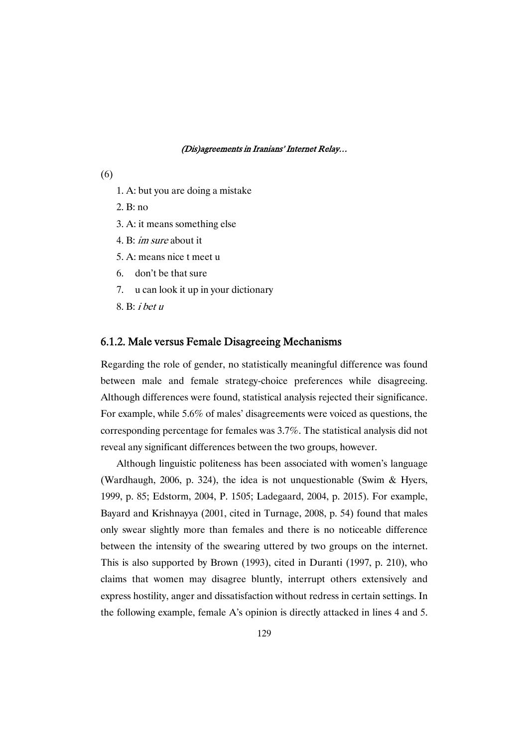(6)

1. A: but you are doing a mistake
2. B: no
3. A: it means something else
4. B: *im sure* about it
5. A: means nice t meet u
6. don't be that sure
7. u can look it up in your dictionary
8. B: *i bet u*

### 6.1.2. Male versus Female Disagreeing Mechanisms

Regarding the role of gender, no statistically meaningful difference was found between male and female strategy-choice preferences while disagreeing. Although differences were found, statistical analysis rejected their significance. For example, while 5.6% of males' disagreements were voiced as questions, the corresponding percentage for females was 3.7%. The statistical analysis did not reveal any significant differences between the two groups, however.

Although linguistic politeness has been associated with women's language (Wardhaugh, 2006, p. 324), the idea is not unquestionable (Swim & Hyers, 1999, p. 85; Edstorm, 2004, P. 1505; Ladegaard, 2004, p. 2015). For example, Bayard and Krishnayya (2001, cited in Turnage, 2008, p. 54) found that males only swear slightly more than females and there is no noticeable difference between the intensity of the swearing uttered by two groups on the internet. This is also supported by Brown (1993), cited in Duranti (1997, p. 210), who claims that women may disagree bluntly, interrupt others extensively and express hostility, anger and dissatisfaction without redress in certain settings. In the following example, female A's opinion is directly attacked in lines 4 and 5.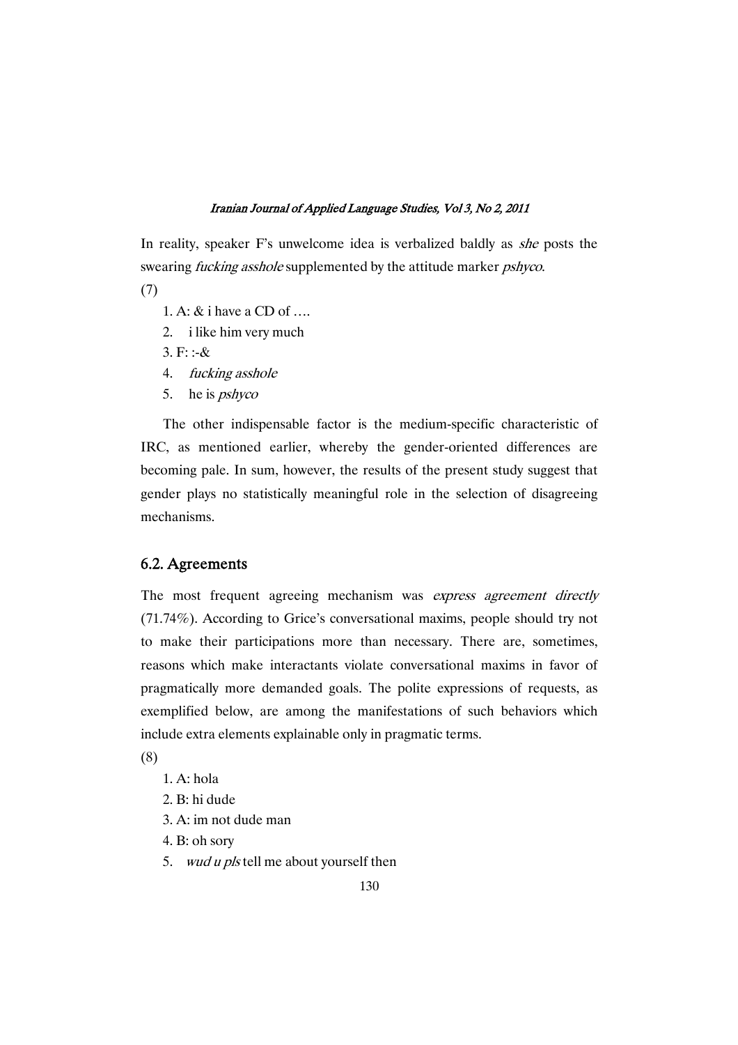In reality, speaker F's unwelcome idea is verbalized baldly as *she* posts the swearing *fucking asshole* supplemented by the attitude marker *pshyco*.

(7)

1. A: & i have a CD of ….
2. i like him very much
3. F: :-&
4. *fucking asshole*
5. he is *pshyco*

The other indispensable factor is the medium-specific characteristic of IRC, as mentioned earlier, whereby the gender-oriented differences are becoming pale. In sum, however, the results of the present study suggest that gender plays no statistically meaningful role in the selection of disagreeing mechanisms.

## 6.2. Agreements

The most frequent agreeing mechanism was *express agreement directly* (71.74%). According to Grice's conversational maxims, people should try not to make their participations more than necessary. There are, sometimes, reasons which make interactants violate conversational maxims in favor of pragmatically more demanded goals. The polite expressions of requests, as exemplified below, are among the manifestations of such behaviors which include extra elements explainable only in pragmatic terms.

(8)

1. A: hola
2. B: hi dude
3. A: im not dude man
4. B: oh sory
5. *wud u pls* tell me about yourself then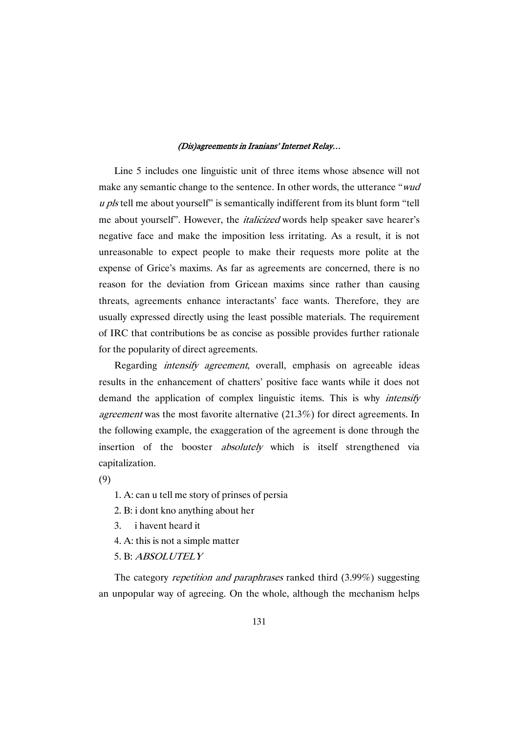Line 5 includes one linguistic unit of three items whose absence will not make any semantic change to the sentence. In other words, the utterance "*wud u pls* tell me about yourself" is semantically indifferent from its blunt form "tell me about yourself". However, the *italicized* words help speaker save hearer's negative face and make the imposition less irritating. As a result, it is not unreasonable to expect people to make their requests more polite at the expense of Grice's maxims. As far as agreements are concerned, there is no reason for the deviation from Gricean maxims since rather than causing threats, agreements enhance interactants' face wants. Therefore, they are usually expressed directly using the least possible materials. The requirement of IRC that contributions be as concise as possible provides further rationale for the popularity of direct agreements.

Regarding *intensify agreement*, overall, emphasis on agreeable ideas results in the enhancement of chatters' positive face wants while it does not demand the application of complex linguistic items. This is why *intensify agreement* was the most favorite alternative (21.3%) for direct agreements. In the following example, the exaggeration of the agreement is done through the insertion of the booster *absolutely* which is itself strengthened via capitalization.

(9)

1. A: can u tell me story of prinses of persia
2. B: i dont kno anything about her
3. i havent heard it
4. A: this is not a simple matter
5. B: *ABSOLUTELY*

The category *repetition and paraphrases* ranked third (3.99%) suggesting an unpopular way of agreeing. On the whole, although the mechanism helps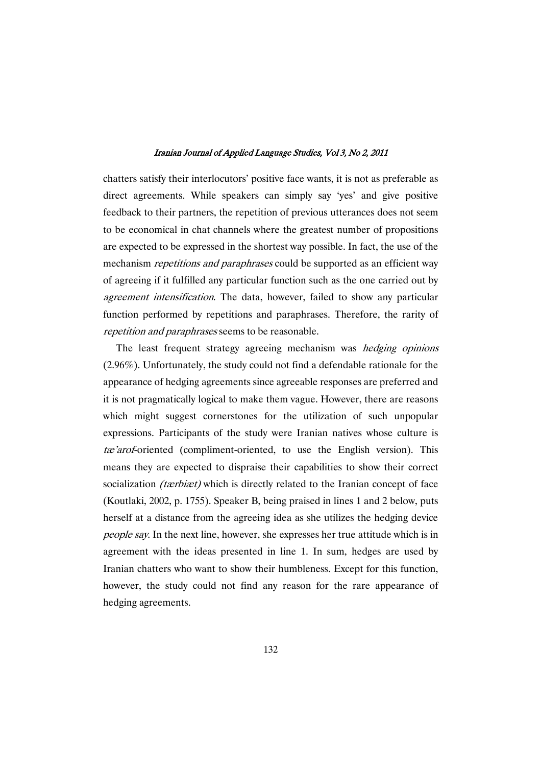chatters satisfy their interlocutors' positive face wants, it is not as preferable as direct agreements. While speakers can simply say 'yes' and give positive feedback to their partners, the repetition of previous utterances does not seem to be economical in chat channels where the greatest number of propositions are expected to be expressed in the shortest way possible. In fact, the use of the mechanism *repetitions and paraphrases* could be supported as an efficient way of agreeing if it fulfilled any particular function such as the one carried out by *agreement intensification*. The data, however, failed to show any particular function performed by repetitions and paraphrases. Therefore, the rarity of *repetition and paraphrases* seems to be reasonable.

The least frequent strategy agreeing mechanism was *hedging opinions* (2.96%). Unfortunately, the study could not find a defendable rationale for the appearance of hedging agreements since agreeable responses are preferred and it is not pragmatically logical to make them vague. However, there are reasons which might suggest cornerstones for the utilization of such unpopular expressions. Participants of the study were Iranian natives whose culture is *tæ'arof*-oriented (compliment-oriented, to use the English version). This means they are expected to dispraise their capabilities to show their correct socialization *(tærbiæt)* which is directly related to the Iranian concept of face (Koutlaki, 2002, p. 1755). Speaker B, being praised in lines 1 and 2 below, puts herself at a distance from the agreeing idea as she utilizes the hedging device *people say*. In the next line, however, she expresses her true attitude which is in agreement with the ideas presented in line 1. In sum, hedges are used by Iranian chatters who want to show their humbleness. Except for this function, however, the study could not find any reason for the rare appearance of hedging agreements.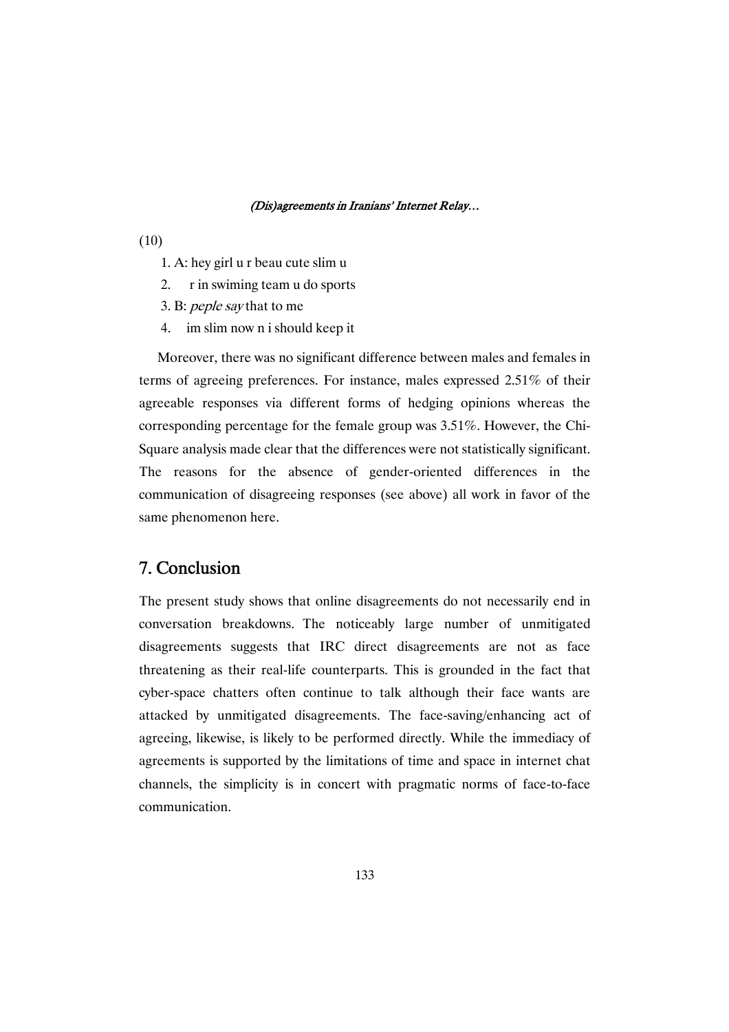(10)

1. A: hey girl u r beau cute slim u
2.     r in swiming team u do sports
3. B: *peple say* that to me
4.    im slim now n i should keep it

Moreover, there was no significant difference between males and females in terms of agreeing preferences. For instance, males expressed 2.51% of their agreeable responses via different forms of hedging opinions whereas the corresponding percentage for the female group was 3.51%. However, the Chi-Square analysis made clear that the differences were not statistically significant. The reasons for the absence of gender-oriented differences in the communication of disagreeing responses (see above) all work in favor of the same phenomenon here.

## 7. Conclusion

The present study shows that online disagreements do not necessarily end in conversation breakdowns. The noticeably large number of unmitigated disagreements suggests that IRC direct disagreements are not as face threatening as their real-life counterparts. This is grounded in the fact that cyber-space chatters often continue to talk although their face wants are attacked by unmitigated disagreements. The face-saving/enhancing act of agreeing, likewise, is likely to be performed directly. While the immediacy of agreements is supported by the limitations of time and space in internet chat channels, the simplicity is in concert with pragmatic norms of face-to-face communication.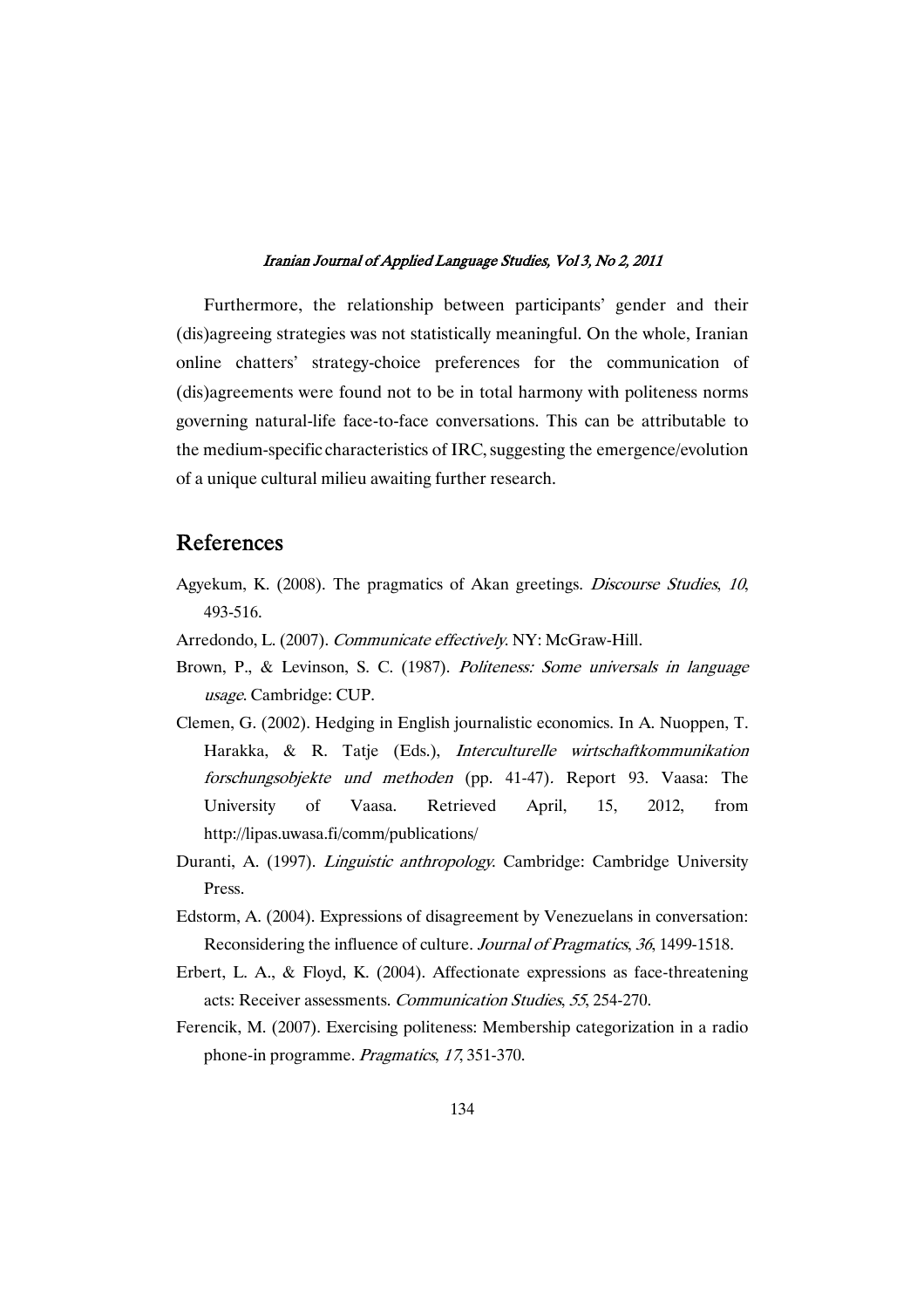Furthermore, the relationship between participants' gender and their (dis)agreeing strategies was not statistically meaningful. On the whole, Iranian online chatters' strategy-choice preferences for the communication of (dis)agreements were found not to be in total harmony with politeness norms governing natural-life face-to-face conversations. This can be attributable to the medium-specific characteristics of IRC, suggesting the emergence/evolution of a unique cultural milieu awaiting further research.

## References

Agyekum, K. (2008). The pragmatics of Akan greetings. *Discourse Studies*, *10*, 493-516.

Arredondo, L. (2007). *Communicate effectively*. NY: McGraw-Hill.

Brown, P., & Levinson, S. C. (1987). *Politeness: Some universals in language usage*. Cambridge: CUP.

Clemen, G. (2002). Hedging in English journalistic economics. In A. Nuoppen, T. Harakka, & R. Tatje (Eds.), *Interculturelle wirtschaftkommunikation forschungsobjekte und methoden* (pp. 41-47). Report 93. Vaasa: The University of Vaasa. Retrieved April, 15, 2012, from http://lipas.uwasa.fi/comm/publications/

Duranti, A. (1997). *Linguistic anthropology*. Cambridge: Cambridge University Press.

Edstorm, A. (2004). Expressions of disagreement by Venezuelans in conversation: Reconsidering the influence of culture. *Journal of Pragmatics*, *36*, 1499-1518.

Erbert, L. A., & Floyd, K. (2004). Affectionate expressions as face-threatening acts: Receiver assessments. *Communication Studies*, *55*, 254-270.

Ferencik, M. (2007). Exercising politeness: Membership categorization in a radio phone-in programme. *Pragmatics*, *17*, 351-370.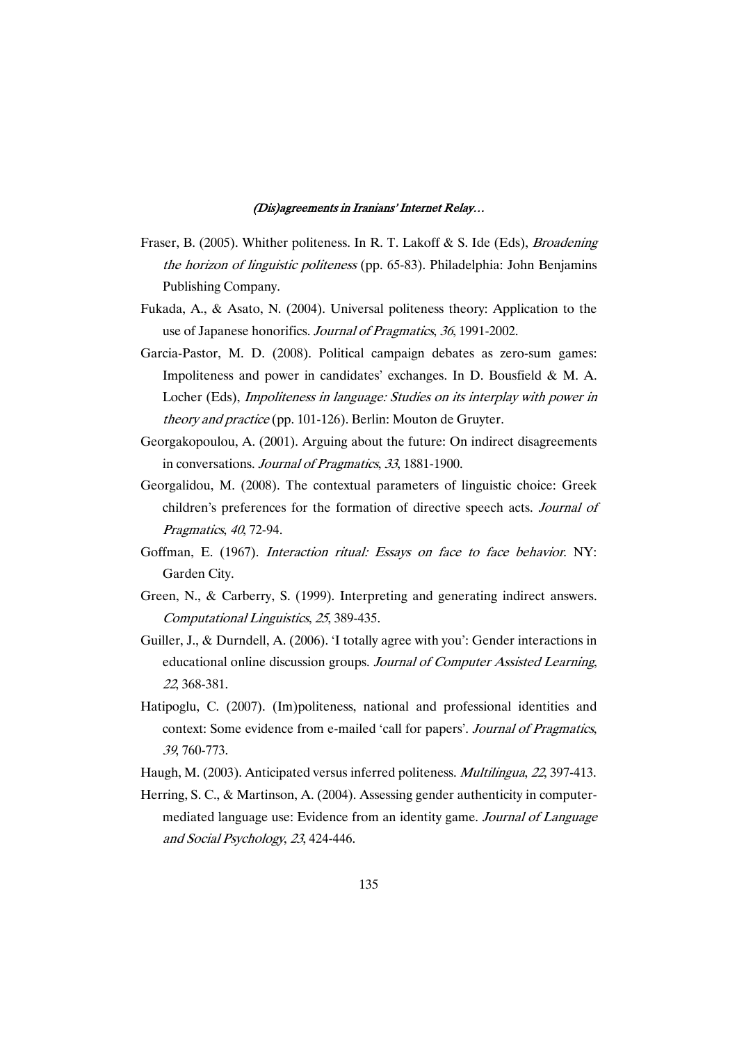Fraser, B. (2005). Whither politeness. In R. T. Lakoff & S. Ide (Eds), *Broadening the horizon of linguistic politeness* (pp. 65-83). Philadelphia: John Benjamins Publishing Company.

Fukada, A., & Asato, N. (2004). Universal politeness theory: Application to the use of Japanese honorifics. *Journal of Pragmatics*, *36*, 1991-2002.

Garcia-Pastor, M. D. (2008). Political campaign debates as zero-sum games: Impoliteness and power in candidates' exchanges. In D. Bousfield & M. A. Locher (Eds), *Impoliteness in language: Studies on its interplay with power in theory and practice* (pp. 101-126). Berlin: Mouton de Gruyter.

Georgakopoulou, A. (2001). Arguing about the future: On indirect disagreements in conversations. *Journal of Pragmatics*, *33*, 1881-1900.

Georgalidou, M. (2008). The contextual parameters of linguistic choice: Greek children's preferences for the formation of directive speech acts. *Journal of Pragmatics*, *40*, 72-94.

Goffman, E. (1967). *Interaction ritual: Essays on face to face behavior*. NY: Garden City.

Green, N., & Carberry, S. (1999). Interpreting and generating indirect answers. *Computational Linguistics*, *25*, 389-435.

Guiller, J., & Durndell, A. (2006). 'I totally agree with you': Gender interactions in educational online discussion groups. *Journal of Computer Assisted Learning*, *22*, 368-381.

Hatipoglu, C. (2007). (Im)politeness, national and professional identities and context: Some evidence from e-mailed 'call for papers'. *Journal of Pragmatics*, *39*, 760-773.

Haugh, M. (2003). Anticipated versus inferred politeness. *Multilingua*, *22*, 397-413.

Herring, S. C., & Martinson, A. (2004). Assessing gender authenticity in computer-mediated language use: Evidence from an identity game. *Journal of Language and Social Psychology*, *23*, 424-446.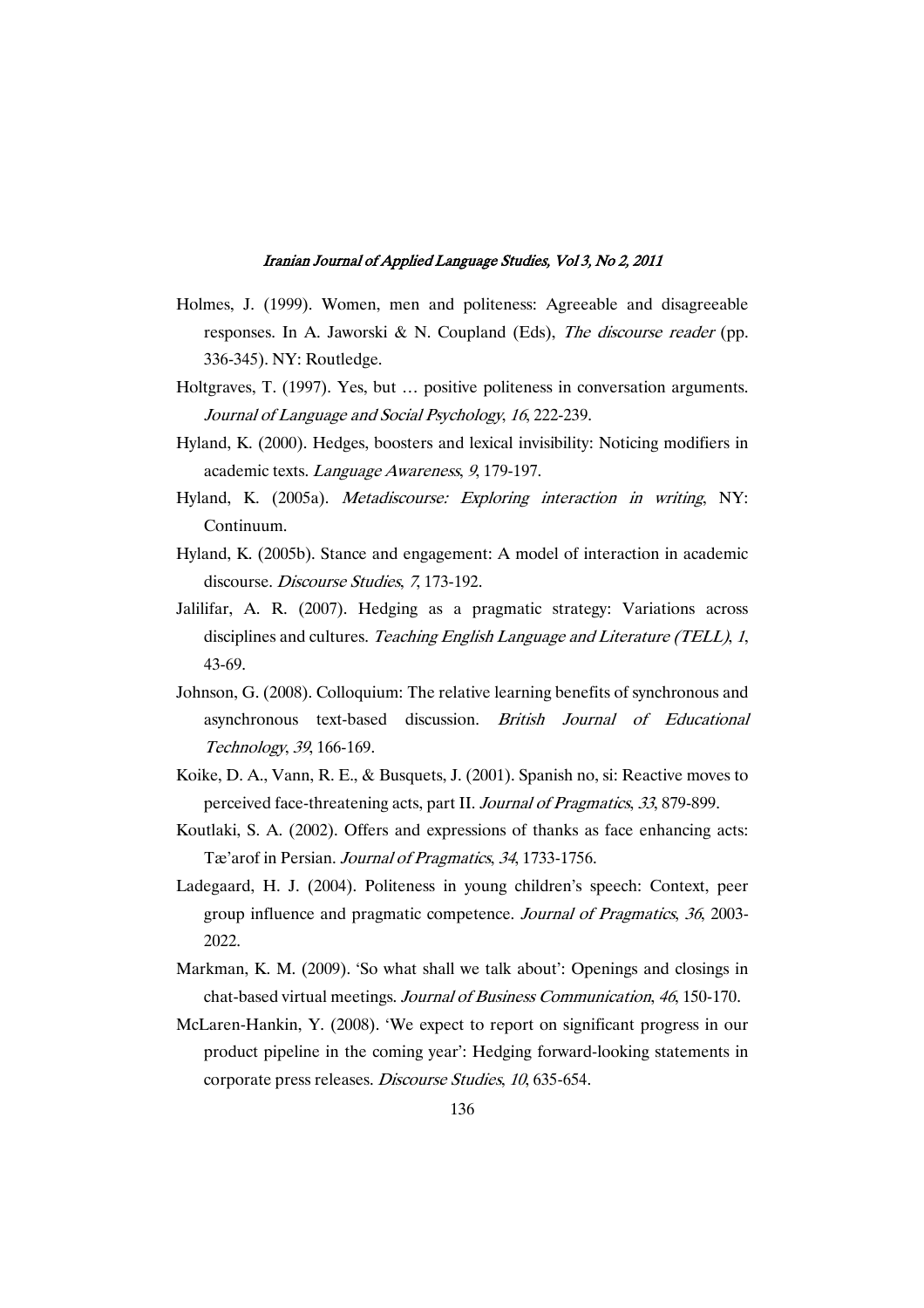Holmes, J. (1999). Women, men and politeness: Agreeable and disagreeable responses. In A. Jaworski & N. Coupland (Eds), *The discourse reader* (pp. 336-345). NY: Routledge.

Holtgraves, T. (1997). Yes, but … positive politeness in conversation arguments. *Journal of Language and Social Psychology*, *16*, 222-239.

Hyland, K. (2000). Hedges, boosters and lexical invisibility: Noticing modifiers in academic texts. *Language Awareness*, *9*, 179-197.

Hyland, K. (2005a). *Metadiscourse: Exploring interaction in writing*, NY: Continuum.

Hyland, K. (2005b). Stance and engagement: A model of interaction in academic discourse. *Discourse Studies*, *7*, 173-192.

Jalilifar, A. R. (2007). Hedging as a pragmatic strategy: Variations across disciplines and cultures. *Teaching English Language and Literature (TELL)*, *1*, 43-69.

Johnson, G. (2008). Colloquium: The relative learning benefits of synchronous and asynchronous text-based discussion. *British Journal of Educational Technology*, *39*, 166-169.

Koike, D. A., Vann, R. E., & Busquets, J. (2001). Spanish no, si: Reactive moves to perceived face-threatening acts, part II. *Journal of Pragmatics*, *33*, 879-899.

Koutlaki, S. A. (2002). Offers and expressions of thanks as face enhancing acts: Tæ'arof in Persian. *Journal of Pragmatics*, *34*, 1733-1756.

Ladegaard, H. J. (2004). Politeness in young children's speech: Context, peer group influence and pragmatic competence. *Journal of Pragmatics*, *36*, 2003-2022.

Markman, K. M. (2009). 'So what shall we talk about': Openings and closings in chat-based virtual meetings. *Journal of Business Communication*, *46*, 150-170.

McLaren-Hankin, Y. (2008). 'We expect to report on significant progress in our product pipeline in the coming year': Hedging forward-looking statements in corporate press releases. *Discourse Studies*, *10*, 635-654.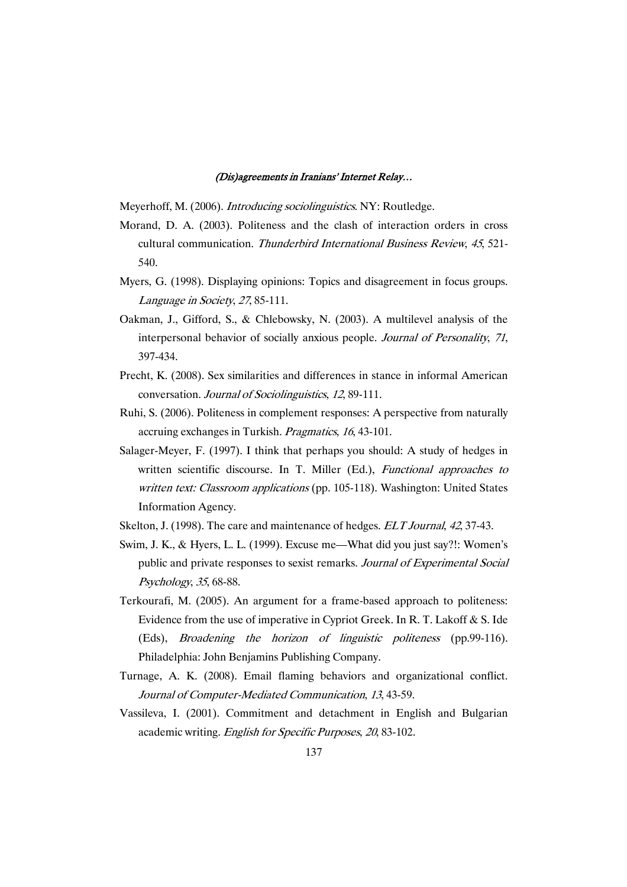Meyerhoff, M. (2006). *Introducing sociolinguistics*. NY: Routledge.

Morand, D. A. (2003). Politeness and the clash of interaction orders in cross cultural communication. *Thunderbird International Business Review*, *45*, 521-540.

Myers, G. (1998). Displaying opinions: Topics and disagreement in focus groups. *Language in Society*, *27*, 85-111.

Oakman, J., Gifford, S., & Chlebowsky, N. (2003). A multilevel analysis of the interpersonal behavior of socially anxious people. *Journal of Personality*, *71*, 397-434.

Precht, K. (2008). Sex similarities and differences in stance in informal American conversation. *Journal of Sociolinguistics*, *12*, 89-111.

Ruhi, S. (2006). Politeness in complement responses: A perspective from naturally accruing exchanges in Turkish. *Pragmatics*, *16*, 43-101.

Salager-Meyer, F. (1997). I think that perhaps you should: A study of hedges in written scientific discourse. In T. Miller (Ed.), *Functional approaches to written text: Classroom applications* (pp. 105-118). Washington: United States Information Agency.

Skelton, J. (1998). The care and maintenance of hedges. *ELT Journal*, *42*, 37-43.

Swim, J. K., & Hyers, L. L. (1999). Excuse me—What did you just say?!: Women's public and private responses to sexist remarks. *Journal of Experimental Social Psychology*, *35*, 68-88.

Terkourafi, M. (2005). An argument for a frame-based approach to politeness: Evidence from the use of imperative in Cypriot Greek. In R. T. Lakoff & S. Ide (Eds), *Broadening the horizon of linguistic politeness* (pp.99-116). Philadelphia: John Benjamins Publishing Company.

Turnage, A. K. (2008). Email flaming behaviors and organizational conflict. *Journal of Computer-Mediated Communication*, *13*, 43-59.

Vassileva, I. (2001). Commitment and detachment in English and Bulgarian academic writing. *English for Specific Purposes*, *20*, 83-102.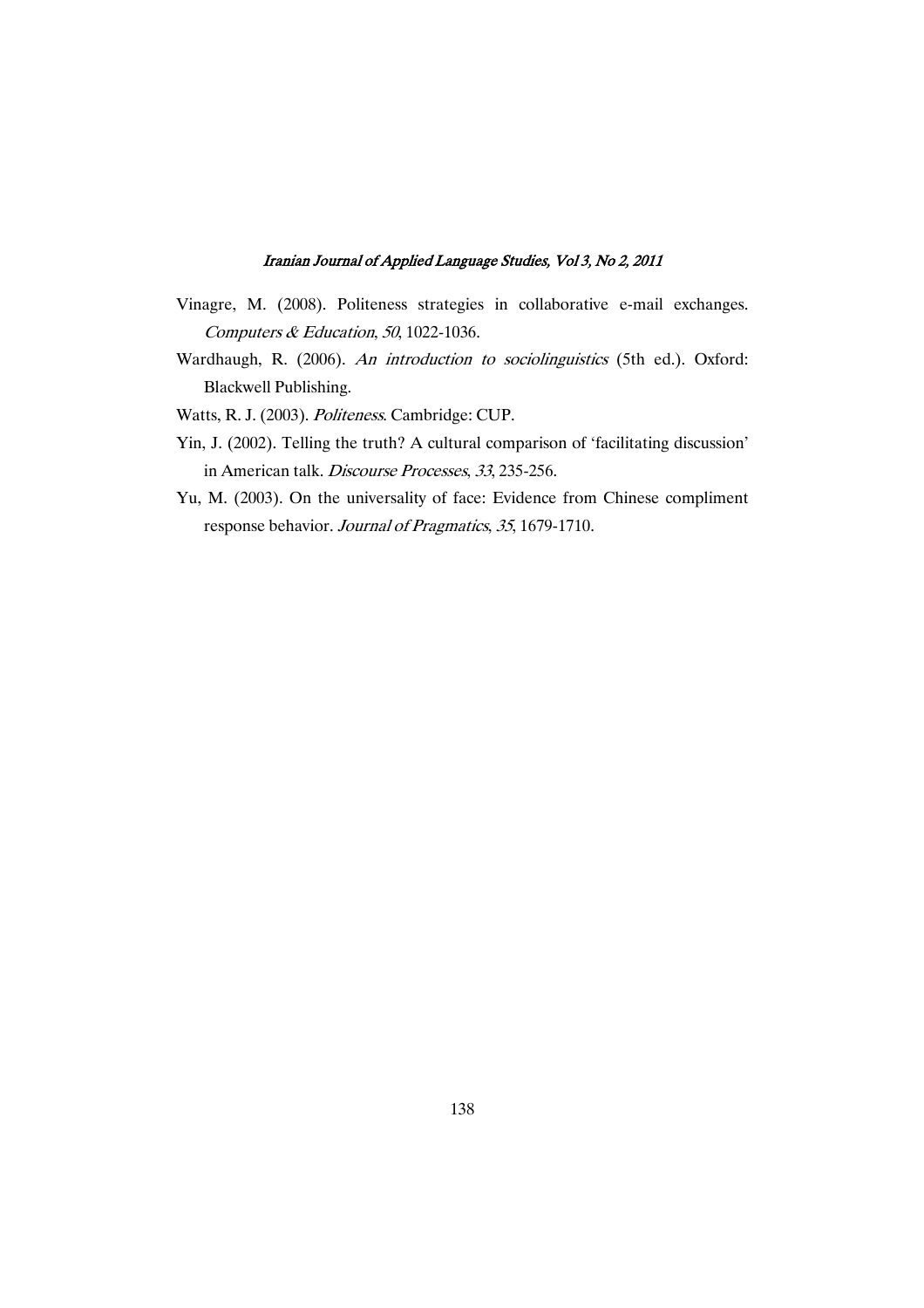Vinagre, M. (2008). Politeness strategies in collaborative e-mail exchanges. *Computers & Education*, *50*, 1022-1036.

Wardhaugh, R. (2006). *An introduction to sociolinguistics* (5th ed.). Oxford: Blackwell Publishing.

Watts, R. J. (2003). *Politeness*. Cambridge: CUP.

Yin, J. (2002). Telling the truth? A cultural comparison of 'facilitating discussion' in American talk. *Discourse Processes*, *33*, 235-256.

Yu, M. (2003). On the universality of face: Evidence from Chinese compliment response behavior. *Journal of Pragmatics*, *35*, 1679-1710.